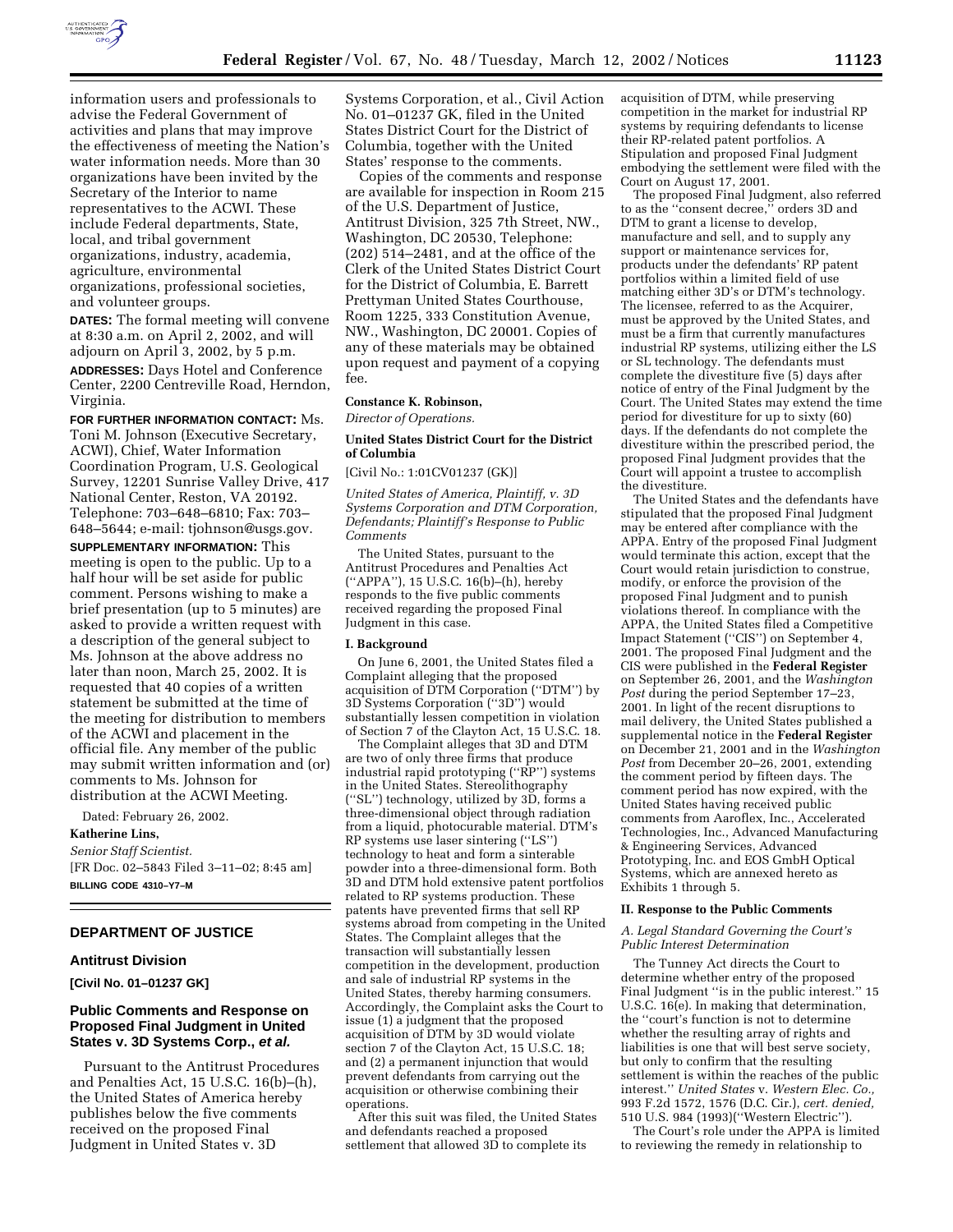information users and professionals to advise the Federal Government of activities and plans that may improve the effectiveness of meeting the Nation's water information needs. More than 30 organizations have been invited by the Secretary of the Interior to name representatives to the ACWI. These include Federal departments, State, local, and tribal government organizations, industry, academia, agriculture, environmental organizations, professional societies, and volunteer groups.

**DATES:** The formal meeting will convene at 8:30 a.m. on April 2, 2002, and will adjourn on April 3, 2002, by 5 p.m.

**ADDRESSES:** Days Hotel and Conference Center, 2200 Centreville Road, Herndon, Virginia.

**FOR FURTHER INFORMATION CONTACT:** Ms. Toni M. Johnson (Executive Secretary, ACWI), Chief, Water Information Coordination Program, U.S. Geological Survey, 12201 Sunrise Valley Drive, 417 National Center, Reston, VA 20192. Telephone: 703–648–6810; Fax: 703–648–5644; e-mail: tjohnson@usgs.gov.

**SUPPLEMENTARY INFORMATION:** This meeting is open to the public. Up to a half hour will be set aside for public comment. Persons wishing to make a brief presentation (up to 5 minutes) are asked to provide a written request with a description of the general subject to Ms. Johnson at the above address no later than noon, March 25, 2002. It is requested that 40 copies of a written statement be submitted at the time of the meeting for distribution to members of the ACWI and placement in the official file. Any member of the public may submit written information and (or) comments to Ms. Johnson for distribution at the ACWI Meeting.

Dated: February 26, 2002.

**Katherine Lins,**

*Senior Staff Scientist.*

[FR Doc. 02–5843 Filed 3–11–02; 8:45 am]

**BILLING CODE 4310–Y7–M**

## DEPARTMENT OF JUSTICE

### Antitrust Division

**[Civil No. 01–01237 GK]**

### Public Comments and Response on Proposed Final Judgment in United States v. 3D Systems Corp., *et al.*

Pursuant to the Antitrust Procedures and Penalties Act, 15 U.S.C. 16(b)–(h), the United States of America hereby publishes below the five comments received on the proposed Final Judgment in United States v. 3D Systems Corporation, et al., Civil Action No. 01–01237 GK, filed in the United States District Court for the District of Columbia, together with the United States' response to the comments.

Copies of the comments and response are available for inspection in Room 215 of the U.S. Department of Justice, Antitrust Division, 325 7th Street, NW., Washington, DC 20530, Telephone: (202) 514–2481, and at the office of the Clerk of the United States District Court for the District of Columbia, E. Barrett Prettyman United States Courthouse, Room 1225, 333 Constitution Avenue, NW., Washington, DC 20001. Copies of any of these materials may be obtained upon request and payment of a copying fee.

**Constance K. Robinson,**

*Director of Operations.*

**United States District Court for the District of Columbia**

[Civil No.: 1:01CV01237 (GK)]

*United States of America, Plaintiff, v. 3D Systems Corporation and DTM Corporation, Defendants; Plaintiff's Response to Public Comments*

The United States, pursuant to the Antitrust Procedures and Penalties Act (''APPA''), 15 U.S.C. 16(b)–(h), hereby responds to the five public comments received regarding the proposed Final Judgment in this case.

**I. Background**

On June 6, 2001, the United States filed a Complaint alleging that the proposed acquisition of DTM Corporation (''DTM'') by 3D Systems Corporation (''3D'') would substantially lessen competition in violation of Section 7 of the Clayton Act, 15 U.S.C. 18.

The Complaint alleges that 3D and DTM are two of only three firms that produce industrial rapid prototyping (''RP'') systems in the United States. Stereolithography (''SL'') technology, utilized by 3D, forms a three-dimensional object through radiation from a liquid, photocurable material. DTM's RP systems use laser sintering (''LS'') technology to heat and form a sinterable powder into a three-dimensional form. Both 3D and DTM hold extensive patent portfolios related to RP systems production. These patents have prevented firms that sell RP systems abroad from competing in the United States. The Complaint alleges that the transaction will substantially lessen competition in the development, production and sale of industrial RP systems in the United States, thereby harming consumers. Accordingly, the Complaint asks the Court to issue (1) a judgment that the proposed acquisition of DTM by 3D would violate section 7 of the Clayton Act, 15 U.S.C. 18; and (2) a permanent injunction that would prevent defendants from carrying out the acquisition or otherwise combining their operations.

After this suit was filed, the United States and defendants reached a proposed settlement that allowed 3D to complete its acquisition of DTM, while preserving competition in the market for industrial RP systems by requiring defendants to license their RP-related patent portfolios. A Stipulation and proposed Final Judgment embodying the settlement were filed with the Court on August 17, 2001.

The proposed Final Judgment, also referred to as the ''consent decree,'' orders 3D and DTM to grant a license to develop, manufacture and sell, and to supply any support or maintenance services for, products under the defendants' RP patent portfolios within a limited field of use matching either 3D's or DTM's technology. The licensee, referred to as the Acquirer, must be approved by the United States, and must be a firm that currently manufactures industrial RP systems, utilizing either the LS or SL technology. The defendants must complete the divestiture five (5) days after notice of entry of the Final Judgment by the Court. The United States may extend the time period for divestiture for up to sixty (60) days. If the defendants do not complete the divestiture within the prescribed period, the proposed Final Judgment provides that the Court will appoint a trustee to accomplish the divestiture.

The United States and the defendants have stipulated that the proposed Final Judgment may be entered after compliance with the APPA. Entry of the proposed Final Judgment would terminate this action, except that the Court would retain jurisdiction to construe, modify, or enforce the provision of the proposed Final Judgment and to punish violations thereof. In compliance with the APPA, the United States filed a Competitive Impact Statement (''CIS'') on September 4, 2001. The proposed Final Judgment and the CIS were published in the **Federal Register** on September 26, 2001, and the *Washington Post* during the period September 17–23, 2001. In light of the recent disruptions to mail delivery, the United States published a supplemental notice in the **Federal Register** on December 21, 2001 and in the *Washington Post* from December 20–26, 2001, extending the comment period by fifteen days. The comment period has now expired, with the United States having received public comments from Aaroflex, Inc., Accelerated Technologies, Inc., Advanced Manufacturing & Engineering Services, Advanced Prototyping, Inc. and EOS GmbH Optical Systems, which are annexed hereto as Exhibits 1 through 5.

**II. Response to the Public Comments**

*A. Legal Standard Governing the Court's Public Interest Determination*

The Tunney Act directs the Court to determine whether entry of the proposed Final Judgment ''is in the public interest.'' 15 U.S.C. 16(e). In making that determination, the ''court's function is not to determine whether the resulting array of rights and liabilities is one that will best serve society, but only to confirm that the resulting settlement is within the reaches of the public interest.'' *United States* v. *Western Elec. Co.,* 993 F.2d 1572, 1576 (D.C. Cir.), *cert. denied,* 510 U.S. 984 (1993)(''Western Electric'').

The Court's role under the APPA is limited to reviewing the remedy in relationship to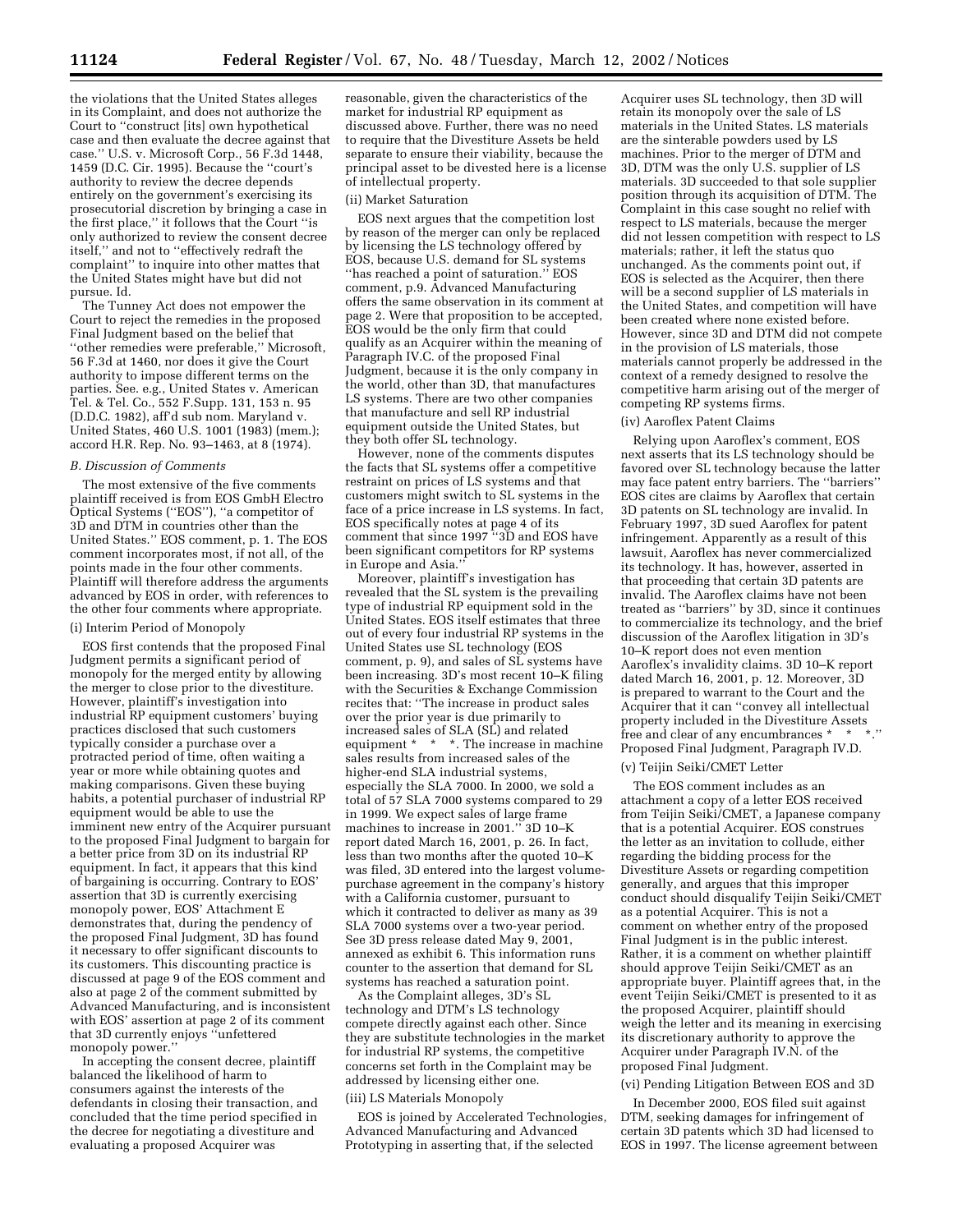the violations that the United States alleges in its Complaint, and does not authorize the Court to ''construct [its] own hypothetical case and then evaluate the decree against that case.'' U.S. v. Microsoft Corp., 56 F.3d 1448, 1459 (D.C. Cir. 1995). Because the ''court's authority to review the decree depends entirely on the government's exercising its prosecutorial discretion by bringing a case in the first place,'' it follows that the Court ''is only authorized to review the consent decree itself,'' and not to ''effectively redraft the complaint'' to inquire into other mattes that the United States might have but did not pursue. Id.

The Tunney Act does not empower the Court to reject the remedies in the proposed Final Judgment based on the belief that ''other remedies were preferable,'' Microsoft, 56 F.3d at 1460, nor does it give the Court authority to impose different terms on the parties. See. e.g., United States v. American Tel. & Tel. Co., 552 F.Supp. 131, 153 n. 95 (D.D.C. 1982), aff'd sub nom. Maryland v. United States, 460 U.S. 1001 (1983) (mem.); accord H.R. Rep. No. 93–1463, at 8 (1974).

### *B. Discussion of Comments*

The most extensive of the five comments plaintiff received is from EOS GmbH Electro Optical Systems (''EOS''), ''a competitor of 3D and DTM in countries other than the United States.'' EOS comment, p. 1. The EOS comment incorporates most, if not all, of the points made in the four other comments. Plaintiff will therefore address the arguments advanced by EOS in order, with references to the other four comments where appropriate.

#### (i) Interim Period of Monopoly

EOS first contends that the proposed Final Judgment permits a significant period of monopoly for the merged entity by allowing the merger to close prior to the divestiture. However, plaintiff's investigation into industrial RP equipment customers' buying practices disclosed that such customers typically consider a purchase over a protracted period of time, often waiting a year or more while obtaining quotes and making comparisons. Given these buying habits, a potential purchaser of industrial RP equipment would be able to use the imminent new entry of the Acquirer pursuant to the proposed Final Judgment to bargain for a better price from 3D on its industrial RP equipment. In fact, it appears that this kind of bargaining is occurring. Contrary to EOS' assertion that 3D is currently exercising monopoly power, EOS' Attachment E demonstrates that, during the pendency of the proposed Final Judgment, 3D has found it necessary to offer significant discounts to its customers. This discounting practice is discussed at page 9 of the EOS comment and also at page 2 of the comment submitted by Advanced Manufacturing, and is inconsistent with EOS' assertion at page 2 of its comment that 3D currently enjoys ''unfettered monopoly power.''

In accepting the consent decree, plaintiff balanced the likelihood of harm to consumers against the interests of the defendants in closing their transaction, and concluded that the time period specified in the decree for negotiating a divestiture and evaluating a proposed Acquirer was reasonable, given the characteristics of the market for industrial RP equipment as discussed above. Further, there was no need to require that the Divestiture Assets be held separate to ensure their viability, because the principal asset to be divested here is a license of intellectual property.

#### (ii) Market Saturation

EOS next argues that the competition lost by reason of the merger can only be replaced by licensing the LS technology offered by EOS, because U.S. demand for SL systems ''has reached a point of saturation.'' EOS comment, p.9. Advanced Manufacturing offers the same observation in its comment at page 2. Were that proposition to be accepted, EOS would be the only firm that could qualify as an Acquirer within the meaning of Paragraph IV.C. of the proposed Final Judgment, because it is the only company in the world, other than 3D, that manufactures LS systems. There are two other companies that manufacture and sell RP industrial equipment outside the United States, but they both offer SL technology.

However, none of the comments disputes the facts that SL systems offer a competitive restraint on prices of LS systems and that customers might switch to SL systems in the face of a price increase in LS systems. In fact, EOS specifically notes at page 4 of its comment that since 1997 ''3D and EOS have been significant competitors for RP systems in Europe and Asia.''

Moreover, plaintiff's investigation has revealed that the SL system is the prevailing type of industrial RP equipment sold in the United States. EOS itself estimates that three out of every four industrial RP systems in the United States use SL technology (EOS comment, p. 9), and sales of SL systems have been increasing. 3D's most recent 10–K filing with the Securities & Exchange Commission recites that: ''The increase in product sales over the prior year is due primarily to increased sales of SLA (SL) and related equipment * * *. The increase in machine sales results from increased sales of the higher-end SLA industrial systems, especially the SLA 7000. In 2000, we sold a total of 57 SLA 7000 systems compared to 29 in 1999. We expect sales of large frame machines to increase in 2001.'' 3D 10–K report dated March 16, 2001, p. 26. In fact, less than two months after the quoted 10–K was filed, 3D entered into the largest volume-purchase agreement in the company's history with a California customer, pursuant to which it contracted to deliver as many as 39 SLA 7000 systems over a two-year period. See 3D press release dated May 9, 2001, annexed as exhibit 6. This information runs counter to the assertion that demand for SL systems has reached a saturation point.

As the Complaint alleges, 3D's SL technology and DTM's LS technology compete directly against each other. Since they are substitute technologies in the market for industrial RP systems, the competitive concerns set forth in the Complaint may be addressed by licensing either one.

#### (iii) LS Materials Monopoly

EOS is joined by Accelerated Technologies, Advanced Manufacturing and Advanced Prototyping in asserting that, if the selected Acquirer uses SL technology, then 3D will retain its monopoly over the sale of LS materials in the United States. LS materials are the sinterable powders used by LS machines. Prior to the merger of DTM and 3D, DTM was the only U.S. supplier of LS materials. 3D succeeded to that sole supplier position through its acquisition of DTM. The Complaint in this case sought no relief with respect to LS materials, because the merger did not lessen competition with respect to LS materials; rather, it left the status quo unchanged. As the comments point out, if EOS is selected as the Acquirer, then there will be a second supplier of LS materials in the United States, and competition will have been created where none existed before. However, since 3D and DTM did not compete in the provision of LS materials, those materials cannot properly be addressed in the context of a remedy designed to resolve the competitive harm arising out of the merger of competing RP systems firms.

#### (iv) Aaroflex Patent Claims

Relying upon Aaroflex's comment, EOS next asserts that its LS technology should be favored over SL technology because the latter may face patent entry barriers. The ''barriers'' EOS cites are claims by Aaroflex that certain 3D patents on SL technology are invalid. In February 1997, 3D sued Aaroflex for patent infringement. Apparently as a result of this lawsuit, Aaroflex has never commercialized its technology. It has, however, asserted in that proceeding that certain 3D patents are invalid. The Aaroflex claims have not been treated as ''barriers'' by 3D, since it continues to commercialize its technology, and the brief discussion of the Aaroflex litigation in 3D's 10–K report does not even mention Aaroflex's invalidity claims. 3D 10–K report dated March 16, 2001, p. 12. Moreover, 3D is prepared to warrant to the Court and the Acquirer that it can ''convey all intellectual property included in the Divestiture Assets free and clear of any encumbrances * * *.'' Proposed Final Judgment, Paragraph IV.D.

#### (v) Teijin Seiki/CMET Letter

The EOS comment includes as an attachment a copy of a letter EOS received from Teijin Seiki/CMET, a Japanese company that is a potential Acquirer. EOS construes the letter as an invitation to collude, either regarding the bidding process for the Divestiture Assets or regarding competition generally, and argues that this improper conduct should disqualify Teijin Seiki/CMET as a potential Acquirer. This is not a comment on whether entry of the proposed Final Judgment is in the public interest. Rather, it is a comment on whether plaintiff should approve Teijin Seiki/CMET as an appropriate buyer. Plaintiff agrees that, in the event Teijin Seiki/CMET is presented to it as the proposed Acquirer, plaintiff should weigh the letter and its meaning in exercising its discretionary authority to approve the Acquirer under Paragraph IV.N. of the proposed Final Judgment.

#### (vi) Pending Litigation Between EOS and 3D

In December 2000, EOS filed suit against DTM, seeking damages for infringement of certain 3D patents which 3D had licensed to EOS in 1997. The license agreement between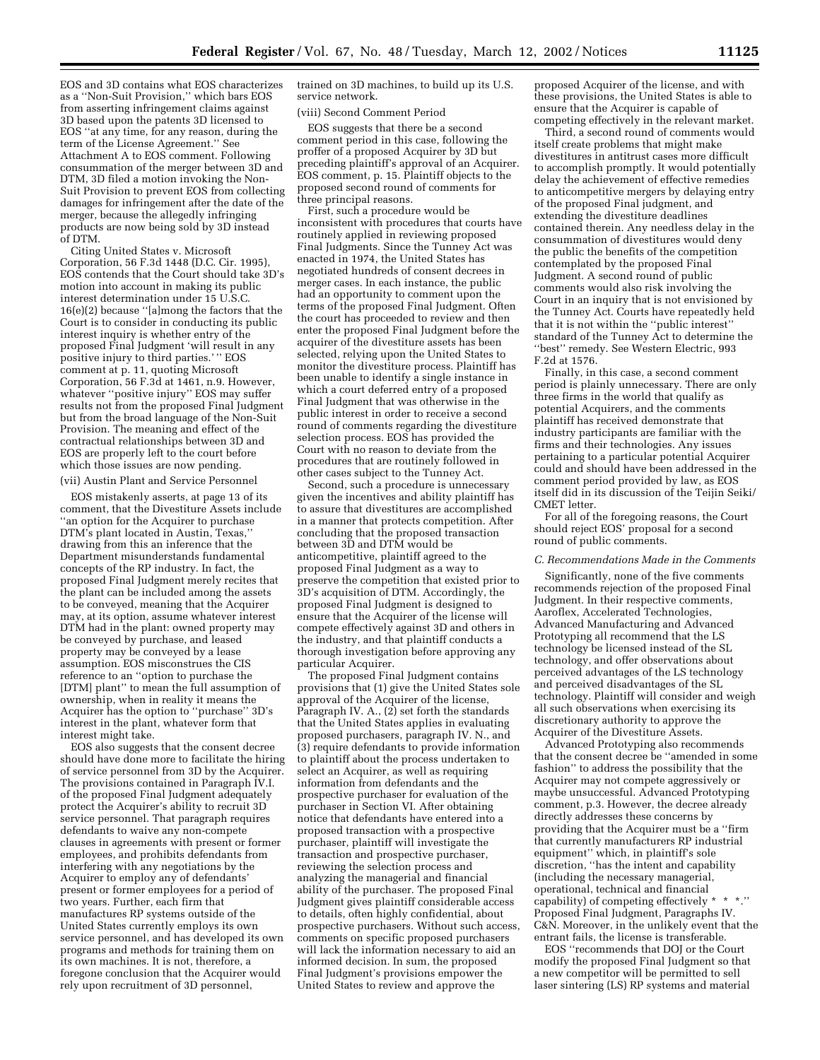EOS and 3D contains what EOS characterizes as a ''Non-Suit Provision,'' which bars EOS from asserting infringement claims against 3D based upon the patents 3D licensed to EOS ''at any time, for any reason, during the term of the License Agreement.'' See Attachment A to EOS comment. Following consummation of the merger between 3D and DTM, 3D filed a motion invoking the Non-Suit Provision to prevent EOS from collecting damages for infringement after the date of the merger, because the allegedly infringing products are now being sold by 3D instead of DTM.

Citing United States v. Microsoft Corporation, 56 F.3d 1448 (D.C. Cir. 1995), EOS contends that the Court should take 3D's motion into account in making its public interest determination under 15 U.S.C. 16(e)(2) because ''[a]mong the factors that the Court is to consider in conducting its public interest inquiry is whether entry of the proposed Final Judgment 'will result in any positive injury to third parties.' '' EOS comment at p. 11, quoting Microsoft Corporation, 56 F.3d at 1461, n.9. However, whatever ''positive injury'' EOS may suffer results not from the proposed Final Judgment but from the broad language of the Non-Suit Provision. The meaning and effect of the contractual relationships between 3D and EOS are properly left to the court before which those issues are now pending.

(vii) Austin Plant and Service Personnel

EOS mistakenly asserts, at page 13 of its comment, that the Divestiture Assets include ''an option for the Acquirer to purchase DTM's plant located in Austin, Texas,'' drawing from this an inference that the Department misunderstands fundamental concepts of the RP industry. In fact, the proposed Final Judgment merely recites that the plant can be included among the assets to be conveyed, meaning that the Acquirer may, at its option, assume whatever interest DTM had in the plant: owned property may be conveyed by purchase, and leased property may be conveyed by a lease assumption. EOS misconstrues the CIS reference to an ''option to purchase the [DTM] plant'' to mean the full assumption of ownership, when in reality it means the Acquirer has the option to ''purchase'' 3D's interest in the plant, whatever form that interest might take.

EOS also suggests that the consent decree should have done more to facilitate the hiring of service personnel from 3D by the Acquirer. The provisions contained in Paragraph IV.I. of the proposed Final Judgment adequately protect the Acquirer's ability to recruit 3D service personnel. That paragraph requires defendants to waive any non-compete clauses in agreements with present or former employees, and prohibits defendants from interfering with any negotiations by the Acquirer to employ any of defendants' present or former employees for a period of two years. Further, each firm that manufactures RP systems outside of the United States currently employs its own service personnel, and has developed its own programs and methods for training them on its own machines. It is not, therefore, a foregone conclusion that the Acquirer would rely upon recruitment of 3D personnel, trained on 3D machines, to build up its U.S. service network.

(viii) Second Comment Period

EOS suggests that there be a second comment period in this case, following the proffer of a proposed Acquirer by 3D but preceding plaintiff's approval of an Acquirer. EOS comment, p. 15. Plaintiff objects to the proposed second round of comments for three principal reasons.

First, such a procedure would be inconsistent with procedures that courts have routinely applied in reviewing proposed Final Judgments. Since the Tunney Act was enacted in 1974, the United States has negotiated hundreds of consent decrees in merger cases. In each instance, the public had an opportunity to comment upon the terms of the proposed Final Judgment. Often the court has proceeded to review and then enter the proposed Final Judgment before the acquirer of the divestiture assets has been selected, relying upon the United States to monitor the divestiture process. Plaintiff has been unable to identify a single instance in which a court deferred entry of a proposed Final Judgment that was otherwise in the public interest in order to receive a second round of comments regarding the divestiture selection process. EOS has provided the Court with no reason to deviate from the procedures that are routinely followed in other cases subject to the Tunney Act.

Second, such a procedure is unnecessary given the incentives and ability plaintiff has to assure that divestitures are accomplished in a manner that protects competition. After concluding that the proposed transaction between 3D and DTM would be anticompetitive, plaintiff agreed to the proposed Final Judgment as a way to preserve the competition that existed prior to 3D's acquisition of DTM. Accordingly, the proposed Final Judgment is designed to ensure that the Acquirer of the license will compete effectively against 3D and others in the industry, and that plaintiff conducts a thorough investigation before approving any particular Acquirer.

The proposed Final Judgment contains provisions that (1) give the United States sole approval of the Acquirer of the license, Paragraph IV. A., (2) set forth the standards that the United States applies in evaluating proposed purchasers, paragraph IV. N., and (3) require defendants to provide information to plaintiff about the process undertaken to select an Acquirer, as well as requiring information from defendants and the prospective purchaser for evaluation of the purchaser in Section VI. After obtaining notice that defendants have entered into a proposed transaction with a prospective purchaser, plaintiff will investigate the transaction and prospective purchaser, reviewing the selection process and analyzing the managerial and financial ability of the purchaser. The proposed Final Judgment gives plaintiff considerable access to details, often highly confidential, about prospective purchasers. Without such access, comments on specific proposed purchasers will lack the information necessary to aid an informed decision. In sum, the proposed Final Judgment's provisions empower the United States to review and approve the proposed Acquirer of the license, and with these provisions, the United States is able to ensure that the Acquirer is capable of competing effectively in the relevant market.

Third, a second round of comments would itself create problems that might make divestitures in antitrust cases more difficult to accomplish promptly. It would potentially delay the achievement of effective remedies to anticompetitive mergers by delaying entry of the proposed Final judgment, and extending the divestiture deadlines contained therein. Any needless delay in the consummation of divestitures would deny the public the benefits of the competition contemplated by the proposed Final Judgment. A second round of public comments would also risk involving the Court in an inquiry that is not envisioned by the Tunney Act. Courts have repeatedly held that it is not within the ''public interest'' standard of the Tunney Act to determine the ''best'' remedy. See Western Electric, 993 F.2d at 1576.

Finally, in this case, a second comment period is plainly unnecessary. There are only three firms in the world that qualify as potential Acquirers, and the comments plaintiff has received demonstrate that industry participants are familiar with the firms and their technologies. Any issues pertaining to a particular potential Acquirer could and should have been addressed in the comment period provided by law, as EOS itself did in its discussion of the Teijin Seiki/CMET letter.

For all of the foregoing reasons, the Court should reject EOS' proposal for a second round of public comments.

*C. Recommendations Made in the Comments*

Significantly, none of the five comments recommends rejection of the proposed Final Judgment. In their respective comments, Aaroflex, Accelerated Technologies, Advanced Manufacturing and Advanced Prototyping all recommend that the LS technology be licensed instead of the SL technology, and offer observations about perceived advantages of the LS technology and perceived disadvantages of the SL technology. Plaintiff will consider and weigh all such observations when exercising its discretionary authority to approve the Acquirer of the Divestiture Assets.

Advanced Prototyping also recommends that the consent decree be ''amended in some fashion'' to address the possibility that the Acquirer may not compete aggressively or maybe unsuccessful. Advanced Prototyping comment, p.3. However, the decree already directly addresses these concerns by providing that the Acquirer must be a ''firm that currently manufacturers RP industrial equipment'' which, in plaintiff's sole discretion, ''has the intent and capability (including the necessary managerial, operational, technical and financial capability) of competing effectively * * *.'' Proposed Final Judgment, Paragraphs IV. C&N. Moreover, in the unlikely event that the entrant fails, the license is transferable.

EOS ''recommends that DOJ or the Court modify the proposed Final Judgment so that a new competitor will be permitted to sell laser sintering (LS) RP systems and material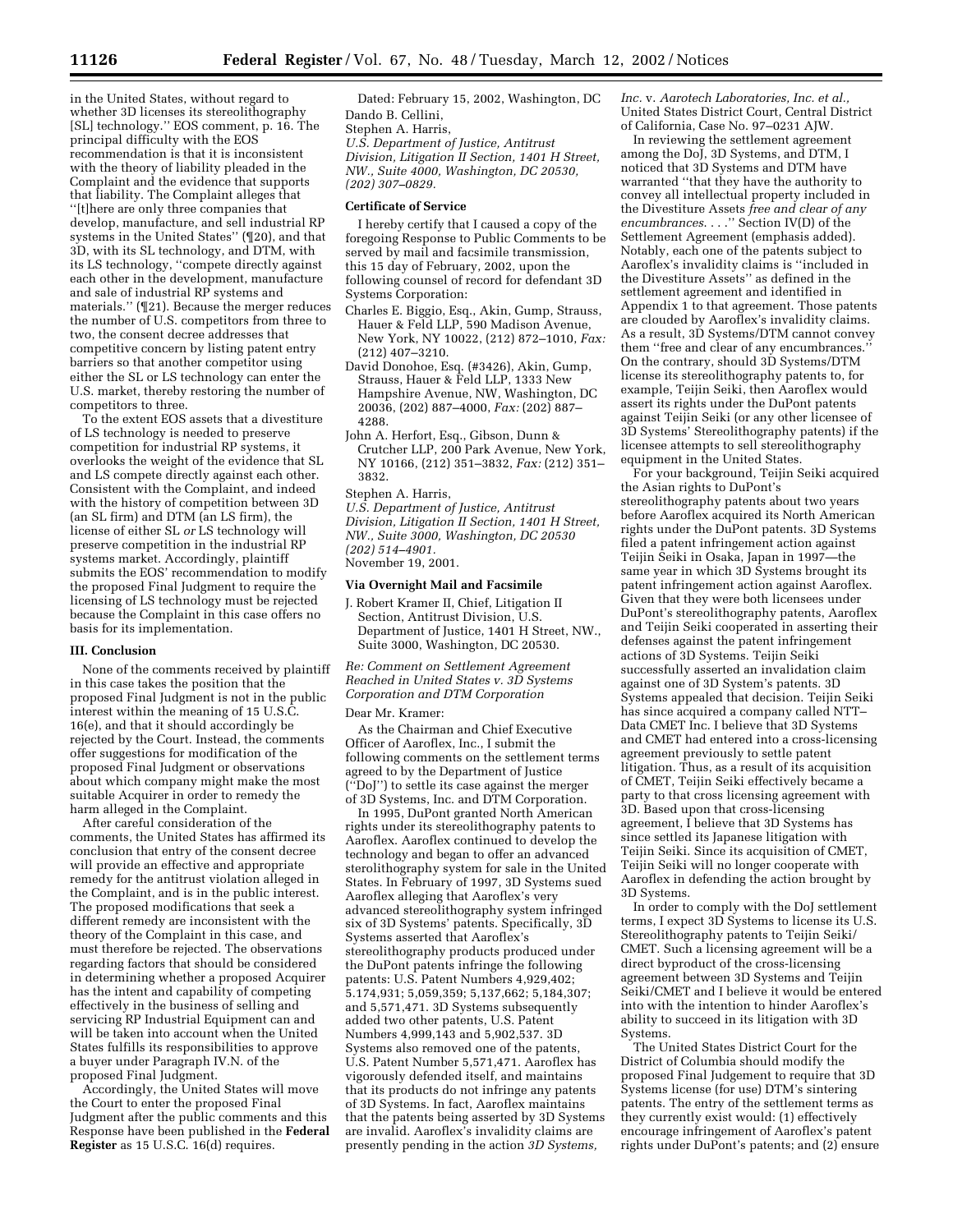in the United States, without regard to whether 3D licenses its stereolithography [SL] technology.'' EOS comment, p. 16. The principal difficulty with the EOS recommendation is that it is inconsistent with the theory of liability pleaded in the Complaint and the evidence that supports that liability. The Complaint alleges that ''[t]here are only three companies that develop, manufacture, and sell industrial RP systems in the United States'' (¶20), and that 3D, with its SL technology, and DTM, with its LS technology, ''compete directly against each other in the development, manufacture and sale of industrial RP systems and materials.'' (¶21). Because the merger reduces the number of U.S. competitors from three to two, the consent decree addresses that competitive concern by listing patent entry barriers so that another competitor using either the SL or LS technology can enter the U.S. market, thereby restoring the number of competitors to three.

To the extent EOS assets that a divestiture of LS technology is needed to preserve competition for industrial RP systems, it overlooks the weight of the evidence that SL and LS compete directly against each other. Consistent with the Complaint, and indeed with the history of competition between 3D (an SL firm) and DTM (an LS firm), the license of either SL *or* LS technology will preserve competition in the industrial RP systems market. Accordingly, plaintiff submits the EOS' recommendation to modify the proposed Final Judgment to require the licensing of LS technology must be rejected because the Complaint in this case offers no basis for its implementation.

### III. Conclusion

None of the comments received by plaintiff in this case takes the position that the proposed Final Judgment is not in the public interest within the meaning of 15 U.S.C. 16(e), and that it should accordingly be rejected by the Court. Instead, the comments offer suggestions for modification of the proposed Final Judgment or observations about which company might make the most suitable Acquirer in order to remedy the harm alleged in the Complaint.

After careful consideration of the comments, the United States has affirmed its conclusion that entry of the consent decree will provide an effective and appropriate remedy for the antitrust violation alleged in the Complaint, and is in the public interest. The proposed modifications that seek a different remedy are inconsistent with the theory of the Complaint in this case, and must therefore be rejected. The observations regarding factors that should be considered in determining whether a proposed Acquirer has the intent and capability of competing effectively in the business of selling and servicing RP Industrial Equipment can and will be taken into account when the United States fulfills its responsibilities to approve a buyer under Paragraph IV.N. of the proposed Final Judgment.

Accordingly, the United States will move the Court to enter the proposed Final Judgment after the public comments and this Response have been published in the **Federal Register** as 15 U.S.C. 16(d) requires.

Dated: February 15, 2002, Washington, DC
Dando B. Cellini,
Stephen A. Harris,
*U.S. Department of Justice, Antitrust Division, Litigation II Section, 1401 H Street, NW., Suite 4000, Washington, DC 20530, (202) 307–0829.*

### Certificate of Service

I hereby certify that I caused a copy of the foregoing Response to Public Comments to be served by mail and facsimile transmission, this 15 day of February, 2002, upon the following counsel of record for defendant 3D Systems Corporation:

- Charles E. Biggio, Esq., Akin, Gump, Strauss, Hauer & Feld LLP, 590 Madison Avenue, New York, NY 10022, (212) 872–1010, *Fax:* (212) 407–3210.
- David Donohoe, Esq. (#3426), Akin, Gump, Strauss, Hauer & Feld LLP, 1333 New Hampshire Avenue, NW, Washington, DC 20036, (202) 887–4000, *Fax:* (202) 887–4288.
- John A. Herfort, Esq., Gibson, Dunn & Crutcher LLP, 200 Park Avenue, New York, NY 10166, (212) 351–3832, *Fax:* (212) 351–3832.

Stephen A. Harris,
*U.S. Department of Justice, Antitrust Division, Litigation II Section, 1401 H Street, NW., Suite 3000, Washington, DC 20530 (202) 514–4901.*
November 19, 2001.

### Via Overnight Mail and Facsimile

J. Robert Kramer II, Chief, Litigation II Section, Antitrust Division, U.S. Department of Justice, 1401 H Street, NW., Suite 3000, Washington, DC 20530.

*Re: Comment on Settlement Agreement Reached in United States v. 3D Systems Corporation and DTM Corporation*

Dear Mr. Kramer:

As the Chairman and Chief Executive Officer of Aaroflex, Inc., I submit the following comments on the settlement terms agreed to by the Department of Justice (''DoJ'') to settle its case against the merger of 3D Systems, Inc. and DTM Corporation.

In 1995, DuPont granted North American rights under its stereolithography patents to Aaroflex. Aaroflex continued to develop the technology and began to offer an advanced sterolithography system for sale in the United States. In February of 1997, 3D Systems sued Aaroflex alleging that Aaroflex's very advanced stereolithography system infringed six of 3D Systems' patents. Specifically, 3D Systems asserted that Aaroflex's stereolithography products produced under the DuPont patents infringe the following patents: U.S. Patent Numbers 4,929,402; 5.174,931; 5,059,359; 5,137,662; 5,184,307; and 5,571,471. 3D Systems subsequently added two other patents, U.S. Patent Numbers 4,999,143 and 5,902,537. 3D Systems also removed one of the patents, U.S. Patent Number 5,571,471. Aaroflex has vigorously defended itself, and maintains that its products do not infringe any patents of 3D Systems. In fact, Aaroflex maintains that the patents being asserted by 3D Systems are invalid. Aaroflex's invalidity claims are presently pending in the action *3D Systems, Inc.* v. *Aarotech Laboratories, Inc. et al.,* United States District Court, Central District of California, Case No. 97–0231 AJW.

In reviewing the settlement agreement among the DoJ, 3D Systems, and DTM, I noticed that 3D Systems and DTM have warranted ''that they have the authority to convey all intellectual property included in the Divestiture Assets *free and clear of any encumbrances.* . . .'' Section IV(D) of the Settlement Agreement (emphasis added). Notably, each one of the patents subject to Aaroflex's invalidity claims is ''included in the Divestiture Assets'' as defined in the settlement agreement and identified in Appendix 1 to that agreement. Those patents are clouded by Aaroflex's invalidity claims. As a result, 3D Systems/DTM cannot convey them ''free and clear of any encumbrances.'' On the contrary, should 3D Systems/DTM license its stereolithography patents to, for example, Teijin Seiki, then Aaroflex would assert its rights under the DuPont patents against Teijin Seiki (or any other licensee of 3D Systems' Stereolithography patents) if the licensee attempts to sell stereolithography equipment in the United States.

For your background, Teijin Seiki acquired the Asian rights to DuPont's stereolithography patents about two years before Aaroflex acquired its North American rights under the DuPont patents. 3D Systems filed a patent infringement action against Teijin Seiki in Osaka, Japan in 1997—the same year in which 3D Systems brought its patent infringement action against Aaroflex. Given that they were both licensees under DuPont's stereolithography patents, Aaroflex and Teijin Seiki cooperated in asserting their defenses against the patent infringement actions of 3D Systems. Teijin Seiki successfully asserted an invalidation claim against one of 3D System's patents. 3D Systems appealed that decision. Teijin Seiki has since acquired a company called NTT–Data CMET Inc. I believe that 3D Systems and CMET had entered into a cross-licensing agreement previously to settle patent litigation. Thus, as a result of its acquisition of CMET, Teijin Seiki effectively became a party to that cross licensing agreement with 3D. Based upon that cross-licensing agreement, I believe that 3D Systems has since settled its Japanese litigation with Teijin Seiki. Since its acquisition of CMET, Teijin Seiki will no longer cooperate with Aaroflex in defending the action brought by 3D Systems.

In order to comply with the DoJ settlement terms, I expect 3D Systems to license its U.S. Stereolithography patents to Teijin Seiki/CMET. Such a licensing agreement will be a direct byproduct of the cross-licensing agreement between 3D Systems and Teijin Seiki/CMET and I believe it would be entered into with the intention to hinder Aaroflex's ability to succeed in its litigation with 3D Systems.

The United States District Court for the District of Columbia should modify the proposed Final Judgement to require that 3D Systems license (for use) DTM's sintering patents. The entry of the settlement terms as they currently exist would: (1) effectively encourage infringement of Aaroflex's patent rights under DuPont's patents; and (2) ensure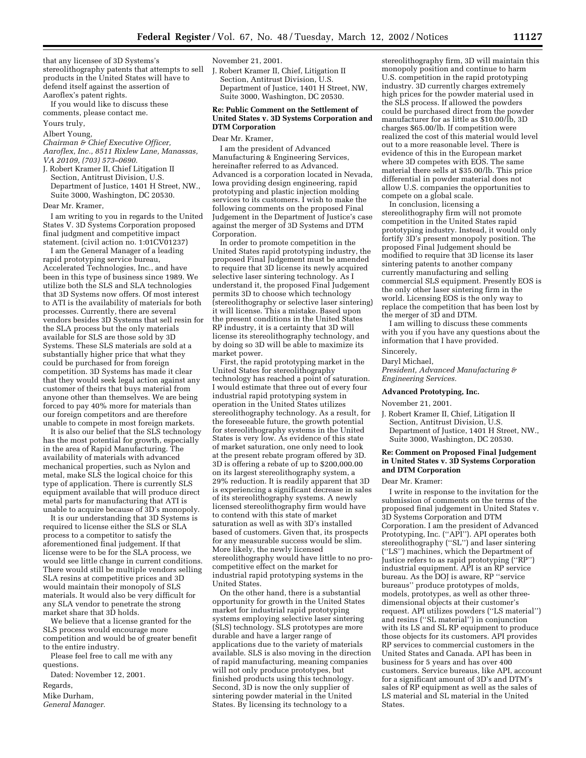that any licensee of 3D Systems's stereolithography patents that attempts to sell products in the United States will have to defend itself against the assertion of Aaroflex's patent rights.

If you would like to discuss these comments, please contact me.

Yours truly,

Albert Young,

*Chairman & Chief Executive Officer, Aaroflex, Inc., 8511 Rixlew Lane, Manassas, VA 20109, (703) 573–0690.*

J. Robert Kramer II, Chief Litigation II Section, Antitrust Division, U.S. Department of Justice, 1401 H Street, NW., Suite 3000, Washington, DC 20530.

Dear Mr. Kramer,

I am writing to you in regards to the United States V. 3D Systems Corporation proposed final judgment and competitive impact statement. (civil action no. 1:01CV01237)

I am the General Manager of a leading rapid prototyping service bureau, Accelerated Technologies, Inc., and have been in this type of business since 1989. We utilize both the SLS and SLA technologies that 3D Systems now offers. Of most interest to ATI is the availability of materials for both processes. Currently, there are several vendors besides 3D Systems that sell resin for the SLA process but the only materials available for SLS are those sold by 3D Systems. These SLS materials are sold at a substantially higher price that what they could be purchased for from foreign competition. 3D Systems has made it clear that they would seek legal action against any customer of theirs that buys material from anyone other than themselves. We are being forced to pay 40% more for materials than our foreign competitors and are therefore unable to compete in most foreign markets.

It is also our belief that the SLS technology has the most potential for growth, especially in the area of Rapid Manufacturing. The availability of materials with advanced mechanical properties, such as Nylon and metal, make SLS the logical choice for this type of application. There is currently SLS equipment available that will produce direct metal parts for manufacturing that ATI is unable to acquire because of 3D's monopoly.

It is our understanding that 3D Systems is required to license either the SLS or SLA process to a competitor to satisfy the aforementioned final judgement. If that license were to be for the SLA process, we would see little change in current conditions. There would still be multiple vendors selling SLA resins at competitive prices and 3D would maintain their monopoly of SLS materials. It would also be very difficult for any SLA vendor to penetrate the strong market share that 3D holds.

We believe that a license granted for the SLS process would encourage more competition and would be of greater benefit to the entire industry.

Please feel free to call me with any questions.

Dated: November 12, 2001.

Regards,

Mike Durham,

*General Manager.*

November 21, 2001.

J. Robert Kramer II, Chief, Litigation II Section, Antitrust Division, U.S. Department of Justice, 1401 H Street, NW, Suite 3000, Washington, DC 20530.

**Re: Public Comment on the Settlement of United States v. 3D Systems Corporation and DTM Corporation**

Dear Mr. Kramer,

I am the president of Advanced Manufacturing & Engineering Services, hereinafter referred to as Advanced. Advanced is a corporation located in Nevada, Iowa providing design engineering, rapid prototyping and plastic injection molding services to its customers. I wish to make the following comments on the proposed Final Judgement in the Department of Justice's case against the merger of 3D Systems and DTM Corporation.

In order to promote competition in the United States rapid prototyping industry, the proposed Final Judgement must be amended to require that 3D license its newly acquired selective laser sintering technology. As I understand it, the proposed Final Judgement permits 3D to choose which technology (stereolithography or selective laser sintering) it will license. This a mistake. Based upon the present conditions in the United States RP industry, it is a certainty that 3D will license its stereolithography technology, and by doing so 3D will be able to maximize its market power.

First, the rapid prototyping market in the United States for stereolithography technology has reached a point of saturation. I would estimate that three out of every four industrial rapid prototyping system in operation in the United States utilizes stereolithography technology. As a result, for the foreseeable future, the growth potential for stereolithography systems in the United States is very low. As evidence of this state of market saturation, one only need to look at the present rebate program offered by 3D. 3D is offering a rebate of up to $200,000.00 on its largest stereolithography system, a 29% reduction. It is readily apparent that 3D is experiencing a significant decrease in sales of its stereolithography systems. A newly licensed stereolithography firm would have to contend with this state of market saturation as well as with 3D's installed based of customers. Given that, its prospects for any measurable success would be slim. More likely, the newly licensed stereolithography would have little to no pro-competitive effect on the market for industrial rapid prototyping systems in the United States.

On the other hand, there is a substantial opportunity for growth in the United States market for industrial rapid prototyping systems employing selective laser sintering (SLS) technology. SLS prototypes are more durable and have a larger range of applications due to the variety of materials available. SLS is also moving in the direction of rapid manufacturing, meaning companies will not only produce prototypes, but finished products using this technology. Second, 3D is now the only supplier of sintering powder material in the United States. By licensing its technology to a stereolithography firm, 3D will maintain this monopoly position and continue to harm U.S. competition in the rapid prototyping industry. 3D currently charges extremely high prices for the powder material used in the SLS process. If allowed the powders could be purchased direct from the powder manufacturer for as little as $10.00/lb, 3D charges $65.00/lb. If competition were realized the cost of this material would level out to a more reasonable level. There is evidence of this in the European market where 3D competes with EOS. The same material there sells at $35.00/lb. This price differential in powder material does not allow U.S. companies the opportunities to compete on a global scale.

In conclusion, licensing a stereolithography firm will not promote competition in the United States rapid prototyping industry. Instead, it would only fortify 3D's present monopoly position. The proposed Final Judgement should be modified to require that 3D license its laser sintering patents to another company currently manufacturing and selling commercial SLS equipment. Presently EOS is the only other laser sintering firm in the world. Licensing EOS is the only way to replace the competition that has been lost by the merger of 3D and DTM.

I am willing to discuss these comments with you if you have any questions about the information that I have provided.

Sincerely,

Daryl Michael,

*President, Advanced Manufacturing & Engineering Services.*

**Advanced Prototyping, Inc.**

November 21, 2001.

J. Robert Kramer II, Chief, Litigation II Section, Antitrust Division, U.S. Department of Justice, 1401 H Street, NW., Suite 3000, Washington, DC 20530.

**Re: Comment on Proposed Final Judgement in United States v. 3D Systems Corporation and DTM Corporation**

Dear Mr. Kramer:

I write in response to the invitation for the submission of comments on the terms of the proposed final judgement in United States v. 3D Systems Corporation and DTM Corporation. I am the president of Advanced Prototyping, Inc. (''API''). API operates both stereolithography (''SL'') and laser sintering (''LS'') machines, which the Department of Justice refers to as rapid prototyping (''RP'') industrial equipment. API is an RP service bureau. As the DOJ is aware, RP ''service bureaus'' produce prototypes of molds, models, prototypes, as well as other three-dimensional objects at their customer's request. API utilizes powders (''LS material'') and resins (''SL material'') in conjunction with its LS and SL RP equipment to produce those objects for its customers. API provides RP services to commercial customers in the United States and Canada. API has been in business for 5 years and has over 400 customers. Service bureaus, like API, account for a significant amount of 3D's and DTM's sales of RP equipment as well as the sales of LS material and SL material in the United States.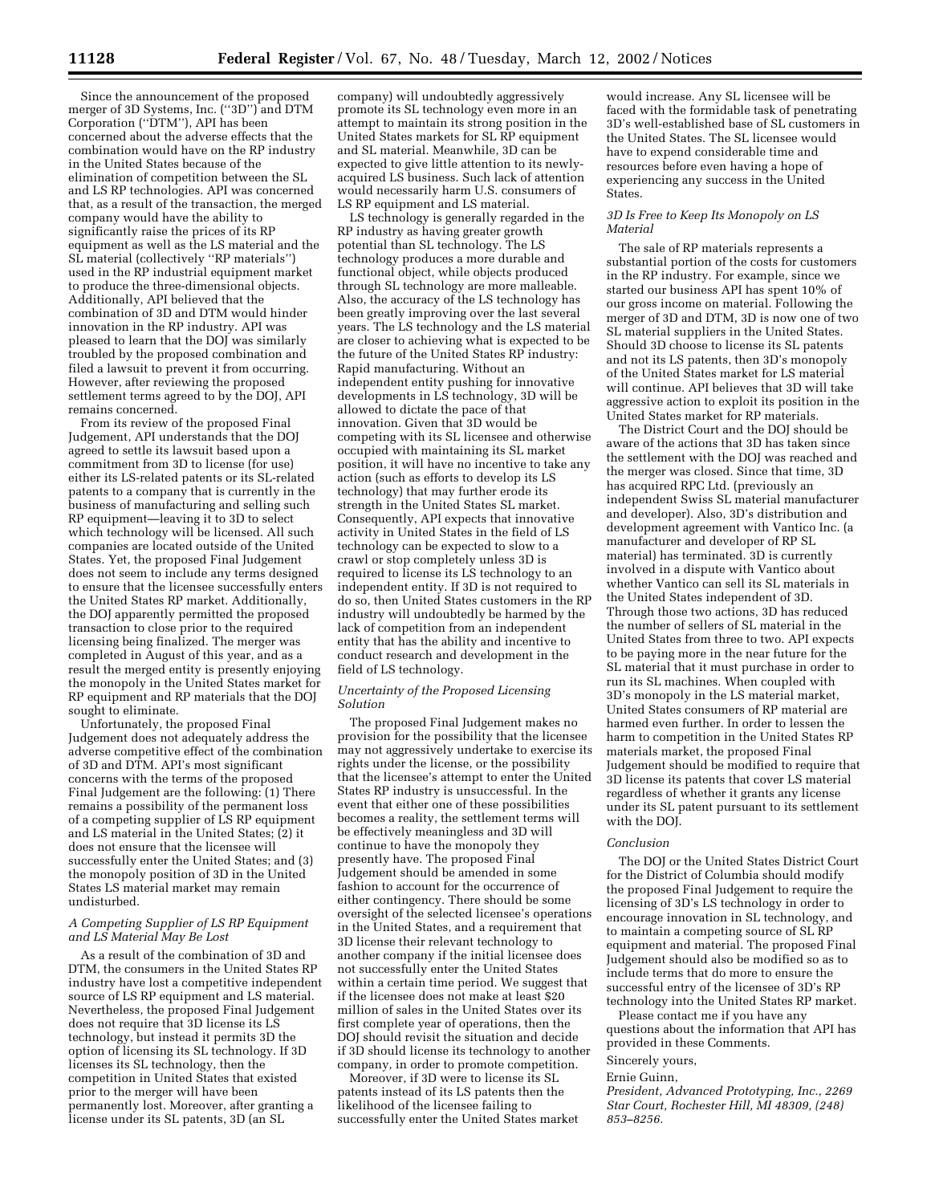Since the announcement of the proposed merger of 3D Systems, Inc. (''3D'') and DTM Corporation (''DTM''), API has been concerned about the adverse effects that the combination would have on the RP industry in the United States because of the elimination of competition between the SL and LS RP technologies. API was concerned that, as a result of the transaction, the merged company would have the ability to significantly raise the prices of its RP equipment as well as the LS material and the SL material (collectively ''RP materials'') used in the RP industrial equipment market to produce the three-dimensional objects. Additionally, API believed that the combination of 3D and DTM would hinder innovation in the RP industry. API was pleased to learn that the DOJ was similarly troubled by the proposed combination and filed a lawsuit to prevent it from occurring. However, after reviewing the proposed settlement terms agreed to by the DOJ, API remains concerned.

From its review of the proposed Final Judgement, API understands that the DOJ agreed to settle its lawsuit based upon a commitment from 3D to license (for use) either its LS-related patents or its SL-related patents to a company that is currently in the business of manufacturing and selling such RP equipment—leaving it to 3D to select which technology will be licensed. All such companies are located outside of the United States. Yet, the proposed Final Judgement does not seem to include any terms designed to ensure that the licensee successfully enters the United States RP market. Additionally, the DOJ apparently permitted the proposed transaction to close prior to the required licensing being finalized. The merger was completed in August of this year, and as a result the merged entity is presently enjoying the monopoly in the United States market for RP equipment and RP materials that the DOJ sought to eliminate.

Unfortunately, the proposed Final Judgement does not adequately address the adverse competitive effect of the combination of 3D and DTM. API's most significant concerns with the terms of the proposed Final Judgement are the following: (1) There remains a possibility of the permanent loss of a competing supplier of LS RP equipment and LS material in the United States; (2) it does not ensure that the licensee will successfully enter the United States; and (3) the monopoly position of 3D in the United States LS material market may remain undisturbed.

*A Competing Supplier of LS RP Equipment and LS Material May Be Lost*

As a result of the combination of 3D and DTM, the consumers in the United States RP industry have lost a competitive independent source of LS RP equipment and LS material. Nevertheless, the proposed Final Judgement does not require that 3D license its LS technology, but instead it permits 3D the option of licensing its SL technology. If 3D licenses its SL technology, then the competition in United States that existed prior to the merger will have been permanently lost. Moreover, after granting a license under its SL patents, 3D (an SL company) will undoubtedly aggressively promote its SL technology even more in an attempt to maintain its strong position in the United States markets for SL RP equipment and SL material. Meanwhile, 3D can be expected to give little attention to its newly-acquired LS business. Such lack of attention would necessarily harm U.S. consumers of LS RP equipment and LS material.

LS technology is generally regarded in the RP industry as having greater growth potential than SL technology. The LS technology produces a more durable and functional object, while objects produced through SL technology are more malleable. Also, the accuracy of the LS technology has been greatly improving over the last several years. The LS technology and the LS material are closer to achieving what is expected to be the future of the United States RP industry: Rapid manufacturing. Without an independent entity pushing for innovative developments in LS technology, 3D will be allowed to dictate the pace of that innovation. Given that 3D would be competing with its SL licensee and otherwise occupied with maintaining its SL market position, it will have no incentive to take any action (such as efforts to develop its LS technology) that may further erode its strength in the United States SL market. Consequently, API expects that innovative activity in United States in the field of LS technology can be expected to slow to a crawl or stop completely unless 3D is required to license its LS technology to an independent entity. If 3D is not required to do so, then United States customers in the RP industry will undoubtedly be harmed by the lack of competition from an independent entity that has the ability and incentive to conduct research and development in the field of LS technology.

*Uncertainty of the Proposed Licensing Solution*

The proposed Final Judgement makes no provision for the possibility that the licensee may not aggressively undertake to exercise its rights under the license, or the possibility that the licensee's attempt to enter the United States RP industry is unsuccessful. In the event that either one of these possibilities becomes a reality, the settlement terms will be effectively meaningless and 3D will continue to have the monopoly they presently have. The proposed Final Judgement should be amended in some fashion to account for the occurrence of either contingency. There should be some oversight of the selected licensee's operations in the United States, and a requirement that 3D license their relevant technology to another company if the initial licensee does not successfully enter the United States within a certain time period. We suggest that if the licensee does not make at least $20 million of sales in the United States over its first complete year of operations, then the DOJ should revisit the situation and decide if 3D should license its technology to another company, in order to promote competition.

Moreover, if 3D were to license its SL patents instead of its LS patents then the likelihood of the licensee failing to successfully enter the United States market would increase. Any SL licensee will be faced with the formidable task of penetrating 3D's well-established base of SL customers in the United States. The SL licensee would have to expend considerable time and resources before even having a hope of experiencing any success in the United States.

*3D Is Free to Keep Its Monopoly on LS Material*

The sale of RP materials represents a substantial portion of the costs for customers in the RP industry. For example, since we started our business API has spent 10% of our gross income on material. Following the merger of 3D and DTM, 3D is now one of two SL material suppliers in the United States. Should 3D choose to license its SL patents and not its LS patents, then 3D's monopoly of the United States market for LS material will continue. API believes that 3D will take aggressive action to exploit its position in the United States market for RP materials.

The District Court and the DOJ should be aware of the actions that 3D has taken since the settlement with the DOJ was reached and the merger was closed. Since that time, 3D has acquired RPC Ltd. (previously an independent Swiss SL material manufacturer and developer). Also, 3D's distribution and development agreement with Vantico Inc. (a manufacturer and developer of RP SL material) has terminated. 3D is currently involved in a dispute with Vantico about whether Vantico can sell its SL materials in the United States independent of 3D. Through those two actions, 3D has reduced the number of sellers of SL material in the United States from three to two. API expects to be paying more in the near future for the SL material that it must purchase in order to run its SL machines. When coupled with 3D's monopoly in the LS material market, United States consumers of RP material are harmed even further. In order to lessen the harm to competition in the United States RP materials market, the proposed Final Judgement should be modified to require that 3D license its patents that cover LS material regardless of whether it grants any license under its SL patent pursuant to its settlement with the DOJ.

*Conclusion*

The DOJ or the United States District Court for the District of Columbia should modify the proposed Final Judgement to require the licensing of 3D's LS technology in order to encourage innovation in SL technology, and to maintain a competing source of SL RP equipment and material. The proposed Final Judgement should also be modified so as to include terms that do more to ensure the successful entry of the licensee of 3D's RP technology into the United States RP market.

Please contact me if you have any questions about the information that API has provided in these Comments.

Sincerely yours,

Ernie Guinn,

*President, Advanced Prototyping, Inc., 2269 Star Court, Rochester Hill, MI 48309, (248) 853–8256.*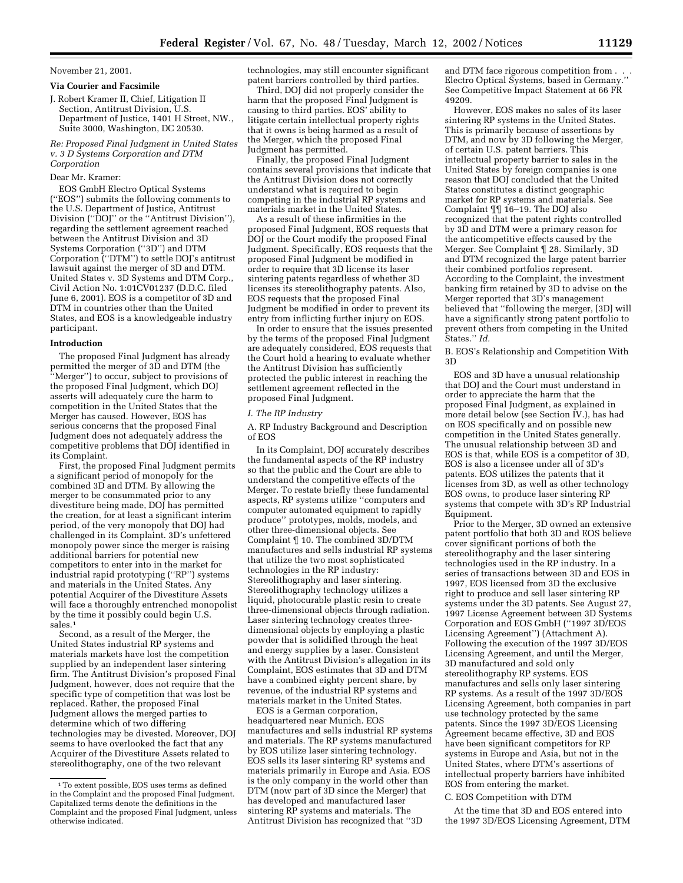November 21, 2001.

**Via Courier and Facsimile**

J. Robert Kramer II, Chief, Litigation II Section, Antitrust Division, U.S. Department of Justice, 1401 H Street, NW., Suite 3000, Washington, DC 20530.

*Re: Proposed Final Judgment in United States v. 3 D Systems Corporation and DTM Corporation*

Dear Mr. Kramer:

EOS GmbH Electro Optical Systems (''EOS'') submits the following comments to the U.S. Department of Justice, Antitrust Division (''DOJ'' or the ''Antitrust Division''), regarding the settlement agreement reached between the Antitrust Division and 3D Systems Corporation (''3D'') and DTM Corporation (''DTM'') to settle DOJ's antitrust lawsuit against the merger of 3D and DTM. United States v. 3D Systems and DTM Corp., Civil Action No. 1:01CV01237 (D.D.C. filed June 6, 2001). EOS is a competitor of 3D and DTM in countries other than the United States, and EOS is a knowledgeable industry participant.

**Introduction**

The proposed Final Judgment has already permitted the merger of 3D and DTM (the ''Merger'') to occur, subject to provisions of the proposed Final Judgment, which DOJ asserts will adequately cure the harm to competition in the United States that the Merger has caused. However, EOS has serious concerns that the proposed Final Judgment does not adequately address the competitive problems that DOJ identified in its Complaint.

First, the proposed Final Judgment permits a significant period of monopoly for the combined 3D and DTM. By allowing the merger to be consummated prior to any divestiture being made, DOJ has permitted the creation, for at least a significant interim period, of the very monopoly that DOJ had challenged in its Complaint. 3D's unfettered monopoly power since the merger is raising additional barriers for potential new competitors to enter into in the market for industrial rapid prototyping (''RP'') systems and materials in the United States. Any potential Acquirer of the Divestiture Assets will face a thoroughly entrenched monopolist by the time it possibly could begin U.S. sales.[1]

Second, as a result of the Merger, the United States industrial RP systems and materials markets have lost the competition supplied by an independent laser sintering firm. The Antitrust Division's proposed Final Judgment, however, does not require that the specific type of competition that was lost be replaced. Rather, the proposed Final Judgment allows the merged parties to determine which of two differing technologies may be divested. Moreover, DOJ seems to have overlooked the fact that any Acquirer of the Divestiture Assets related to stereolithography, one of the two relevant technologies, may still encounter significant patent barriers controlled by third parties.

Third, DOJ did not properly consider the harm that the proposed Final Judgment is causing to third parties. EOS' ability to litigate certain intellectual property rights that it owns is being harmed as a result of the Merger, which the proposed Final Judgment has permitted.

Finally, the proposed Final Judgment contains several provisions that indicate that the Antitrust Division does not correctly understand what is required to begin competing in the industrial RP systems and materials market in the United States.

As a result of these infirmities in the proposed Final Judgment, EOS requests that DOJ or the Court modify the proposed Final Judgment. Specifically, EOS requests that the proposed Final Judgment be modified in order to require that 3D license its laser sintering patents regardless of whether 3D licenses its stereolithography patents. Also, EOS requests that the proposed Final Judgment be modified in order to prevent its entry from inflicting further injury on EOS.

In order to ensure that the issues presented by the terms of the proposed Final Judgment are adequately considered, EOS requests that the Court hold a hearing to evaluate whether the Antitrust Division has sufficiently protected the public interest in reaching the settlement agreement reflected in the proposed Final Judgment.

*I. The RP Industry*

A. RP Industry Background and Description of EOS

In its Complaint, DOJ accurately describes the fundamental aspects of the RP industry so that the public and the Court are able to understand the competitive effects of the Merger. To restate briefly these fundamental aspects, RP systems utilize ''computers and computer automated equipment to rapidly produce'' prototypes, molds, models, and other three-dimensional objects. See Complaint ¶ 10. The combined 3D/DTM manufactures and sells industrial RP systems that utilize the two most sophisticated technologies in the RP industry: Stereolithography and laser sintering. Stereolithography technology utilizes a liquid, photocurable plastic resin to create three-dimensional objects through radiation. Laser sintering technology creates three-dimensional objects by employing a plastic powder that is solidified through the heat and energy supplies by a laser. Consistent with the Antitrust Division's allegation in its Complaint, EOS estimates that 3D and DTM have a combined eighty percent share, by revenue, of the industrial RP systems and materials market in the United States.

EOS is a German corporation, headquartered near Munich. EOS manufactures and sells industrial RP systems and materials. The RP systems manufactured by EOS utilize laser sintering technology. EOS sells its laser sintering RP systems and materials primarily in Europe and Asia. EOS is the only company in the world other than DTM (now part of 3D since the Merger) that has developed and manufactured laser sintering RP systems and materials. The Antitrust Division has recognized that ''3D and DTM face rigorous competition from . . . Electro Optical Systems, based in Germany.'' See Competitive Impact Statement at 66 FR 49209.

However, EOS makes no sales of its laser sintering RP systems in the United States. This is primarily because of assertions by DTM, and now by 3D following the Merger, of certain U.S. patent barriers. This intellectual property barrier to sales in the United States by foreign companies is one reason that DOJ concluded that the United States constitutes a distinct geographic market for RP systems and materials. See Complaint ¶¶ 16–19. The DOJ also recognized that the patent rights controlled by 3D and DTM were a primary reason for the anticompetitive effects caused by the Merger. See Complaint ¶ 28. Similarly, 3D and DTM recognized the large patent barrier their combined portfolios represent. According to the Complaint, the investment banking firm retained by 3D to advise on the Merger reported that 3D's management believed that ''following the merger, [3D] will have a significantly strong patent portfolio to prevent others from competing in the United States.'' *Id.*

B. EOS's Relationship and Competition With 3D

EOS and 3D have a unusual relationship that DOJ and the Court must understand in order to appreciate the harm that the proposed Final Judgment, as explained in more detail below (see Section IV.), has had on EOS specifically and on possible new competition in the United States generally. The unusual relationship between 3D and EOS is that, while EOS is a competitor of 3D, EOS is also a licensee under all of 3D's patents. EOS utilizes the patents that it licenses from 3D, as well as other technology EOS owns, to produce laser sintering RP systems that compete with 3D's RP Industrial Equipment.

Prior to the Merger, 3D owned an extensive patent portfolio that both 3D and EOS believe cover significant portions of both the stereolithography and the laser sintering technologies used in the RP industry. In a series of transactions between 3D and EOS in 1997, EOS licensed from 3D the exclusive right to produce and sell laser sintering RP systems under the 3D patents. See August 27, 1997 License Agreement between 3D Systems Corporation and EOS GmbH (''1997 3D/EOS Licensing Agreement'') (Attachment A). Following the execution of the 1997 3D/EOS Licensing Agreement, and until the Merger, 3D manufactured and sold only stereolithography RP systems. EOS manufactures and sells only laser sintering RP systems. As a result of the 1997 3D/EOS Licensing Agreement, both companies in part use technology protected by the same patents. Since the 1997 3D/EOS Licensing Agreement became effective, 3D and EOS have been significant competitors for RP systems in Europe and Asia, but not in the United States, where DTM's assertions of intellectual property barriers have inhibited EOS from entering the market.

C. EOS Competition with DTM

At the time that 3D and EOS entered into the 1997 3D/EOS Licensing Agreement, DTM

[1] To extent possible, EOS uses terms as defined in the Complaint and the proposed Final Judgment. Capitalized terms denote the definitions in the Complaint and the proposed Final Judgment, unless otherwise indicated.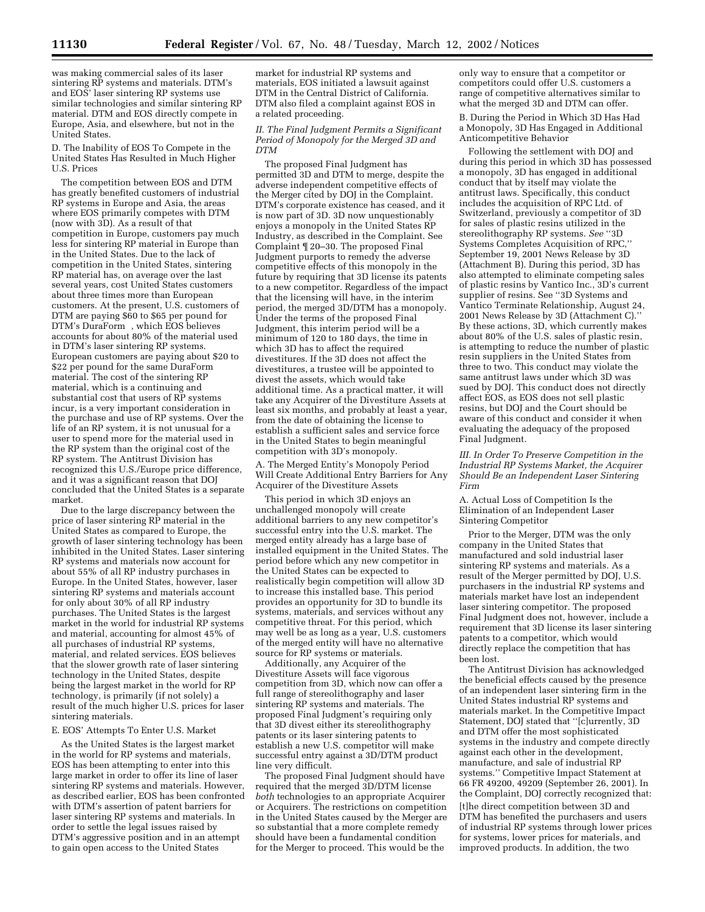was making commercial sales of its laser sintering RP systems and materials. DTM's and EOS' laser sintering RP systems use similar technologies and similar sintering RP material. DTM and EOS directly compete in Europe, Asia, and elsewhere, but not in the United States.

D. The Inability of EOS To Compete in the United States Has Resulted in Much Higher U.S. Prices

The competition between EOS and DTM has greatly benefited customers of industrial RP systems in Europe and Asia, the areas where EOS primarily competes with DTM (now with 3D). As a result of that competition in Europe, customers pay much less for sintering RP material in Europe than in the United States. Due to the lack of competition in the United States, sintering RP material has, on average over the last several years, cost United States customers about three times more than European customers. At the present, U.S. customers of DTM are paying $60 to $65 per pound for DTM's DuraForm , which EOS believes accounts for about 80% of the material used in DTM's laser sintering RP systems. European customers are paying about $20 to $22 per pound for the same DuraForm material. The cost of the sintering RP material, which is a continuing and substantial cost that users of RP systems incur, is a very important consideration in the purchase and use of RP systems. Over the life of an RP system, it is not unusual for a user to spend more for the material used in the RP system than the original cost of the RP system. The Antitrust Division has recognized this U.S./Europe price difference, and it was a significant reason that DOJ concluded that the United States is a separate market.

Due to the large discrepancy between the price of laser sintering RP material in the United States as compared to Europe, the growth of laser sintering technology has been inhibited in the United States. Laser sintering RP systems and materials now account for about 55% of all RP industry purchases in Europe. In the United States, however, laser sintering RP systems and materials account for only about 30% of all RP industry purchases. The United States is the largest market in the world for industrial RP systems and material, accounting for almost 45% of all purchases of industrial RP systems, material, and related services. EOS believes that the slower growth rate of laser sintering technology in the United States, despite being the largest market in the world for RP technology, is primarily (if not solely) a result of the much higher U.S. prices for laser sintering materials.

E. EOS' Attempts To Enter U.S. Market

As the United States is the largest market in the world for RP systems and materials, EOS has been attempting to enter into this large market in order to offer its line of laser sintering RP systems and materials. However, as described earlier, EOS has been confronted with DTM's assertion of patent barriers for laser sintering RP systems and materials. In order to settle the legal issues raised by DTM's aggressive position and in an attempt to gain open access to the United States market for industrial RP systems and materials, EOS initiated a lawsuit against DTM in the Central District of California. DTM also filed a complaint against EOS in a related proceeding.

*II. The Final Judgment Permits a Significant Period of Monopoly for the Merged 3D and DTM*

The proposed Final Judgment has permitted 3D and DTM to merge, despite the adverse independent competitive effects of the Merger cited by DOJ in the Complaint. DTM's corporate existence has ceased, and it is now part of 3D. 3D now unquestionably enjoys a monopoly in the United States RP Industry, as described in the Complaint. See Complaint ¶ 20–30. The proposed Final Judgment purports to remedy the adverse competitive effects of this monopoly in the future by requiring that 3D license its patents to a new competitor. Regardless of the impact that the licensing will have, in the interim period, the merged 3D/DTM has a monopoly. Under the terms of the proposed Final Judgment, this interim period will be a minimum of 120 to 180 days, the time in which 3D has to affect the required divestitures. If the 3D does not affect the divestitures, a trustee will be appointed to divest the assets, which would take additional time. As a practical matter, it will take any Acquirer of the Divestiture Assets at least six months, and probably at least a year, from the date of obtaining the license to establish a sufficient sales and service force in the United States to begin meaningful competition with 3D's monopoly.

A. The Merged Entity's Monopoly Period Will Create Additional Entry Barriers for Any Acquirer of the Divestiture Assets

This period in which 3D enjoys an unchallenged monopoly will create additional barriers to any new competitor's successful entry into the U.S. market. The merged entity already has a large base of installed equipment in the United States. The period before which any new competitor in the United States can be expected to realistically begin competition will allow 3D to increase this installed base. This period provides an opportunity for 3D to bundle its systems, materials, and services without any competitive threat. For this period, which may well be as long as a year, U.S. customers of the merged entity will have no alternative source for RP systems or materials.

Additionally, any Acquirer of the Divestiture Assets will face vigorous competition from 3D, which now can offer a full range of stereolithography and laser sintering RP systems and materials. The proposed Final Judgment's requiring only that 3D divest either its stereolithography patents or its laser sintering patents to establish a new U.S. competitor will make successful entry against a 3D/DTM product line very difficult.

The proposed Final Judgment should have required that the merged 3D/DTM license *both* technologies to an appropriate Acquirer or Acquirers. The restrictions on competition in the United States caused by the Merger are so substantial that a more complete remedy should have been a fundamental condition for the Merger to proceed. This would be the only way to ensure that a competitor or competitors could offer U.S. customers a range of competitive alternatives similar to what the merged 3D and DTM can offer.

B. During the Period in Which 3D Has Had a Monopoly, 3D Has Engaged in Additional Anticompetitive Behavior

Following the settlement with DOJ and during this period in which 3D has possessed a monopoly, 3D has engaged in additional conduct that by itself may violate the antitrust laws. Specifically, this conduct includes the acquisition of RPC Ltd. of Switzerland, previously a competitor of 3D for sales of plastic resins utilized in the stereolithography RP systems. *See* ''3D Systems Completes Acquisition of RPC,'' September 19, 2001 News Release by 3D (Attachment B). During this period, 3D has also attempted to eliminate competing sales of plastic resins by Vantico Inc., 3D's current supplier of resins. See ''3D Systems and Vantico Terminate Relationship, August 24, 2001 News Release by 3D (Attachment C).'' By these actions, 3D, which currently makes about 80% of the U.S. sales of plastic resin, is attempting to reduce the number of plastic resin suppliers in the United States from three to two. This conduct may violate the same antitrust laws under which 3D was sued by DOJ. This conduct does not directly affect EOS, as EOS does not sell plastic resins, but DOJ and the Court should be aware of this conduct and consider it when evaluating the adequacy of the proposed Final Judgment.

*III. In Order To Preserve Competition in the Industrial RP Systems Market, the Acquirer Should Be an Independent Laser Sintering Firm*

A. Actual Loss of Competition Is the Elimination of an Independent Laser Sintering Competitor

Prior to the Merger, DTM was the only company in the United States that manufactured and sold industrial laser sintering RP systems and materials. As a result of the Merger permitted by DOJ, U.S. purchasers in the industrial RP systems and materials market have lost an independent laser sintering competitor. The proposed Final Judgment does not, however, include a requirement that 3D license its laser sintering patents to a competitor, which would directly replace the competition that has been lost.

The Antitrust Division has acknowledged the beneficial effects caused by the presence of an independent laser sintering firm in the United States industrial RP systems and materials market. In the Competitive Impact Statement, DOJ stated that ''[c]urrently, 3D and DTM offer the most sophisticated systems in the industry and compete directly against each other in the development, manufacture, and sale of industrial RP systems.'' Competitive Impact Statement at 66 FR 49200, 49209 (September 26, 2001). In the Complaint, DOJ correctly recognized that:

[t]he direct competition between 3D and DTM has benefited the purchasers and users of industrial RP systems through lower prices for systems, lower prices for materials, and improved products. In addition, the two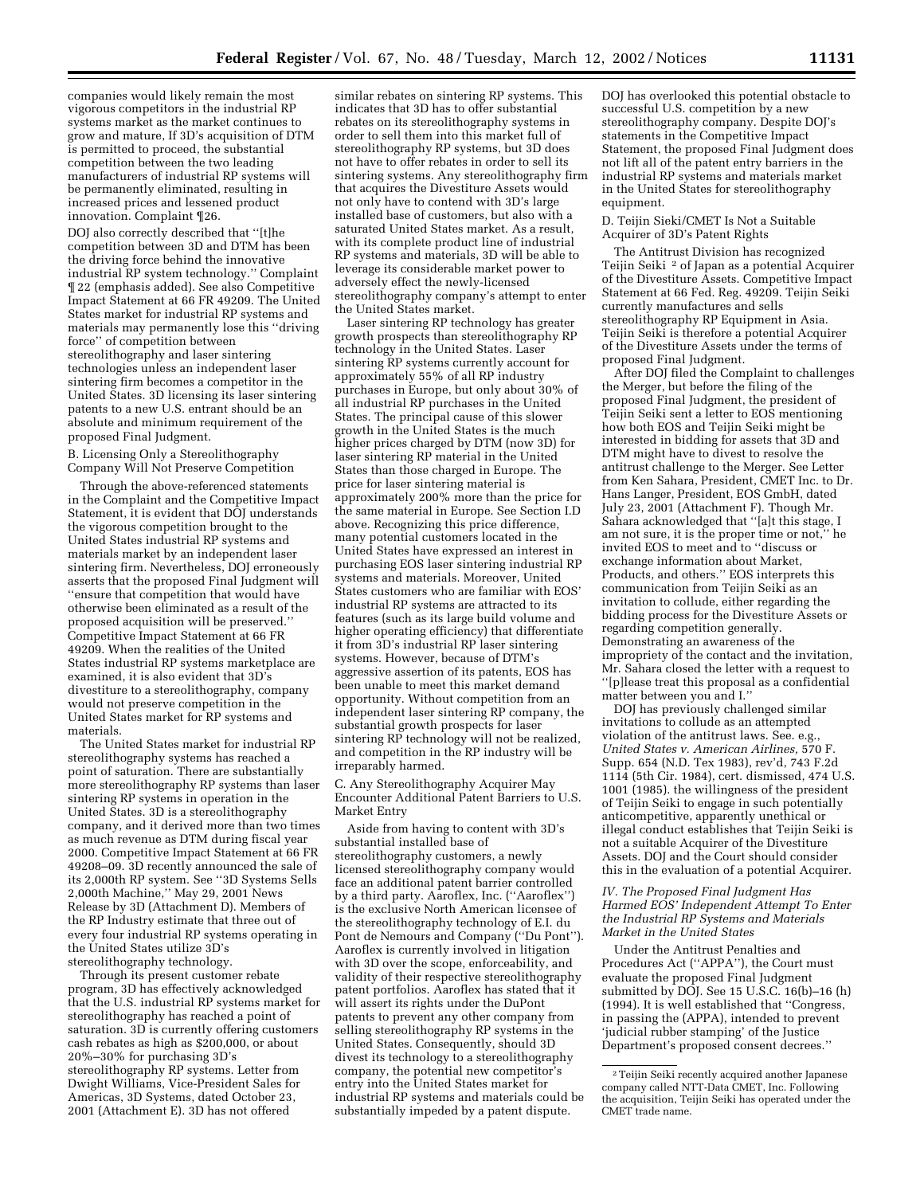companies would likely remain the most vigorous competitors in the industrial RP systems market as the market continues to grow and mature, If 3D's acquisition of DTM is permitted to proceed, the substantial competition between the two leading manufacturers of industrial RP systems will be permanently eliminated, resulting in increased prices and lessened product innovation. Complaint ¶26.

DOJ also correctly described that ''[t]he competition between 3D and DTM has been the driving force behind the innovative industrial RP system technology.'' Complaint ¶ 22 (emphasis added). See also Competitive Impact Statement at 66 FR 49209. The United States market for industrial RP systems and materials may permanently lose this ''driving force'' of competition between stereolithography and laser sintering technologies unless an independent laser sintering firm becomes a competitor in the United States. 3D licensing its laser sintering patents to a new U.S. entrant should be an absolute and minimum requirement of the proposed Final Judgment.

B. Licensing Only a Stereolithography Company Will Not Preserve Competition

Through the above-referenced statements in the Complaint and the Competitive Impact Statement, it is evident that DOJ understands the vigorous competition brought to the United States industrial RP systems and materials market by an independent laser sintering firm. Nevertheless, DOJ erroneously asserts that the proposed Final Judgment will ''ensure that competition that would have otherwise been eliminated as a result of the proposed acquisition will be preserved.'' Competitive Impact Statement at 66 FR 49209. When the realities of the United States industrial RP systems marketplace are examined, it is also evident that 3D's divestiture to a stereolithography, company would not preserve competition in the United States market for RP systems and materials.

The United States market for industrial RP stereolithography systems has reached a point of saturation. There are substantially more stereolithography RP systems than laser sintering RP systems in operation in the United States. 3D is a stereolithography company, and it derived more than two times as much revenue as DTM during fiscal year 2000. Competitive Impact Statement at 66 FR 49208–09. 3D recently announced the sale of its 2,000th RP system. See ''3D Systems Sells 2,000th Machine,'' May 29, 2001 News Release by 3D (Attachment D). Members of the RP Industry estimate that three out of every four industrial RP systems operating in the United States utilize 3D's stereolithography technology.

Through its present customer rebate program, 3D has effectively acknowledged that the U.S. industrial RP systems market for stereolithography has reached a point of saturation. 3D is currently offering customers cash rebates as high as $200,000, or about 20%–30% for purchasing 3D's stereolithography RP systems. Letter from Dwight Williams, Vice-President Sales for Americas, 3D Systems, dated October 23, 2001 (Attachment E). 3D has not offered similar rebates on sintering RP systems. This indicates that 3D has to offer substantial rebates on its stereolithography systems in order to sell them into this market full of stereolithography RP systems, but 3D does not have to offer rebates in order to sell its sintering systems. Any stereolithography firm that acquires the Divestiture Assets would not only have to contend with 3D's large installed base of customers, but also with a saturated United States market. As a result, with its complete product line of industrial RP systems and materials, 3D will be able to leverage its considerable market power to adversely effect the newly-licensed stereolithography company's attempt to enter the United States market.

Laser sintering RP technology has greater growth prospects than stereolithography RP technology in the United States. Laser sintering RP systems currently account for approximately 55% of all RP industry purchases in Europe, but only about 30% of all industrial RP purchases in the United States. The principal cause of this slower growth in the United States is the much higher prices charged by DTM (now 3D) for laser sintering RP material in the United States than those charged in Europe. The price for laser sintering material is approximately 200% more than the price for the same material in Europe. See Section I.D above. Recognizing this price difference, many potential customers located in the United States have expressed an interest in purchasing EOS laser sintering industrial RP systems and materials. Moreover, United States customers who are familiar with EOS' industrial RP systems are attracted to its features (such as its large build volume and higher operating efficiency) that differentiate it from 3D's industrial RP laser sintering systems. However, because of DTM's aggressive assertion of its patents, EOS has been unable to meet this market demand opportunity. Without competition from an independent laser sintering RP company, the substantial growth prospects for laser sintering RP technology will not be realized, and competition in the RP industry will be irreparably harmed.

C. Any Stereolithography Acquirer May Encounter Additional Patent Barriers to U.S. Market Entry

Aside from having to content with 3D's substantial installed base of stereolithography customers, a newly licensed stereolithography company would face an additional patent barrier controlled by a third party. Aaroflex, Inc. (''Aaroflex'') is the exclusive North American licensee of the stereolithography technology of E.I. du Pont de Nemours and Company (''Du Pont''). Aaroflex is currently involved in litigation with 3D over the scope, enforceability, and validity of their respective stereolithography patent portfolios. Aaroflex has stated that it will assert its rights under the DuPont patents to prevent any other company from selling stereolithography RP systems in the United States. Consequently, should 3D divest its technology to a stereolithography company, the potential new competitor's entry into the United States market for industrial RP systems and materials could be substantially impeded by a patent dispute. DOJ has overlooked this potential obstacle to successful U.S. competition by a new stereolithography company. Despite DOJ's statements in the Competitive Impact Statement, the proposed Final Judgment does not lift all of the patent entry barriers in the industrial RP systems and materials market in the United States for stereolithography equipment.

D. Teijin Sieki/CMET Is Not a Suitable Acquirer of 3D's Patent Rights

The Antitrust Division has recognized Teijin Seiki [2] of Japan as a potential Acquirer of the Divestiture Assets. Competitive Impact Statement at 66 Fed. Reg. 49209. Teijin Seiki currently manufactures and sells stereolithography RP Equipment in Asia. Teijin Seiki is therefore a potential Acquirer of the Divestiture Assets under the terms of proposed Final Judgment.

After DOJ filed the Complaint to challenges the Merger, but before the filing of the proposed Final Judgment, the president of Teijin Seiki sent a letter to EOS mentioning how both EOS and Teijin Seiki might be interested in bidding for assets that 3D and DTM might have to divest to resolve the antitrust challenge to the Merger. See Letter from Ken Sahara, President, CMET Inc. to Dr. Hans Langer, President, EOS GmbH, dated July 23, 2001 (Attachment F). Though Mr. Sahara acknowledged that ''[a]t this stage, I am not sure, it is the proper time or not,'' he invited EOS to meet and to ''discuss or exchange information about Market, Products, and others.'' EOS interprets this communication from Teijin Seiki as an invitation to collude, either regarding the bidding process for the Divestiture Assets or regarding competition generally. Demonstrating an awareness of the impropriety of the contact and the invitation, Mr. Sahara closed the letter with a request to ''[p]lease treat this proposal as a confidential matter between you and I.''

DOJ has previously challenged similar invitations to collude as an attempted violation of the antitrust laws. See. e.g., *United States v. American Airlines,* 570 F. Supp. 654 (N.D. Tex 1983), rev'd, 743 F.2d 1114 (5th Cir. 1984), cert. dismissed, 474 U.S. 1001 (1985). the willingness of the president of Teijin Seiki to engage in such potentially anticompetitive, apparently unethical or illegal conduct establishes that Teijin Seiki is not a suitable Acquirer of the Divestiture Assets. DOJ and the Court should consider this in the evaluation of a potential Acquirer.

*IV. The Proposed Final Judgment Has Harmed EOS' Independent Attempt To Enter the Industrial RP Systems and Materials Market in the United States*

Under the Antitrust Penalties and Procedures Act (''APPA''), the Court must evaluate the proposed Final Judgment submitted by DOJ. See 15 U.S.C. 16(b)–16 (h) (1994). It is well established that ''Congress, in passing the (APPA), intended to prevent 'judicial rubber stamping' of the Justice Department's proposed consent decrees.''

[2] Teijin Seiki recently acquired another Japanese company called NTT-Data CMET, Inc. Following the acquisition, Teijin Seiki has operated under the CMET trade name.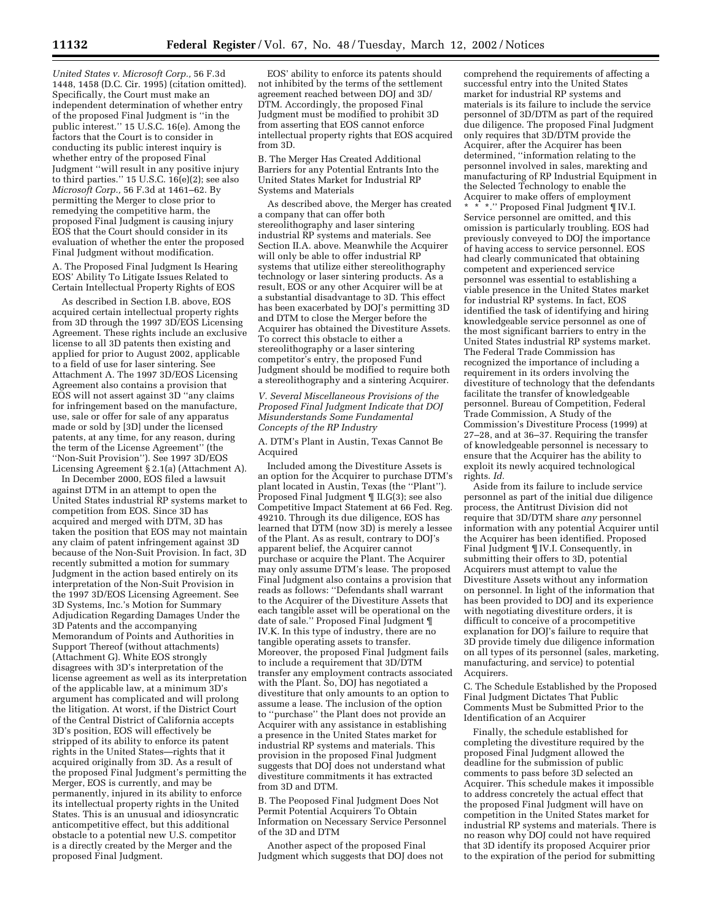*United States v. Microsoft Corp.,* 56 F.3d 1448, 1458 (D.C. Cir. 1995) (citation omitted). Specifically, the Court must make an independent determination of whether entry of the proposed Final Judgment is ''in the public interest.'' 15 U.S.C. 16(e). Among the factors that the Court is to consider in conducting its public interest inquiry is whether entry of the proposed Final Judgment ''will result in any positive injury to third parties.'' 15 U.S.C. 16(e)(2); see also *Microsoft Corp.,* 56 F.3d at 1461–62. By permitting the Merger to close prior to remedying the competitive harm, the proposed Final Judgment is causing injury EOS that the Court should consider in its evaluation of whether the enter the proposed Final Judgment without modification.

A. The Proposed Final Judgment Is Hearing EOS' Ability To Litigate Issues Related to Certain Intellectual Property Rights of EOS

As described in Section I.B. above, EOS acquired certain intellectual property rights from 3D through the 1997 3D/EOS Licensing Agreement. These rights include an exclusive license to all 3D patents then existing and applied for prior to August 2002, applicable to a field of use for laser sintering. See Attachment A. The 1997 3D/EOS Licensing Agreement also contains a provision that EOS will not assert against 3D ''any claims for infringement based on the manufacture, use, sale or offer for sale of any apparatus made or sold by [3D] under the licensed patents, at any time, for any reason, during the term of the License Agreement'' (the ''Non-Suit Provision''). See 1997 3D/EOS Licensing Agreement § 2.1(a) (Attachment A).

In December 2000, EOS filed a lawsuit against DTM in an attempt to open the United States industrial RP systems market to competition from EOS. Since 3D has acquired and merged with DTM, 3D has taken the position that EOS may not maintain any claim of patent infringement against 3D because of the Non-Suit Provision. In fact, 3D recently submitted a motion for summary Judgment in the action based entirely on its interpretation of the Non-Suit Provision in the 1997 3D/EOS Licensing Agreement. See 3D Systems, Inc.'s Motion for Summary Adjudication Regarding Damages Under the 3D Patents and the accompanying Memorandum of Points and Authorities in Support Thereof (without attachments) (Attachment G). While EOS strongly disagrees with 3D's interpretation of the license agreement as well as its interpretation of the applicable law, at a minimum 3D's argument has complicated and will prolong the litigation. At worst, if the District Court of the Central District of California accepts 3D's position, EOS will effectively be stripped of its ability to enforce its patent rights in the United States—rights that it acquired originally from 3D. As a result of the proposed Final Judgment's permitting the Merger, EOS is currently, and may be permanently, injured in its ability to enforce its intellectual property rights in the United States. This is an unusual and idiosyncratic anticompetitive effect, but this additional obstacle to a potential new U.S. competitor is a directly created by the Merger and the proposed Final Judgment.

EOS' ability to enforce its patents should not inhibited by the terms of the settlement agreement reached between DOJ and 3D/DTM. Accordingly, the proposed Final Judgment must be modified to prohibit 3D from asserting that EOS cannot enforce intellectual property rights that EOS acquired from 3D.

B. The Merger Has Created Additional Barriers for any Potential Entrants Into the United States Market for Industrial RP Systems and Materials

As described above, the Merger has created a company that can offer both stereolithography and laser sintering industrial RP systems and materials. See Section II.A. above. Meanwhile the Acquirer will only be able to offer industrial RP systems that utilize either stereolithography technology or laser sintering products. As a result, EOS or any other Acquirer will be at a substantial disadvantage to 3D. This effect has been exacerbated by DOJ's permitting 3D and DTM to close the Merger before the Acquirer has obtained the Divestiture Assets. To correct this obstacle to either a stereolithography or a laser sintering competitor's entry, the proposed Fund Judgment should be modified to require both a stereolithography and a sintering Acquirer.

*V. Several Miscellaneous Provisions of the Proposed Final Judgment Indicate that DOJ Misunderstands Some Fundamental Concepts of the RP Industry*

A. DTM's Plant in Austin, Texas Cannot Be Acquired

Included among the Divestiture Assets is an option for the Acquirer to purchase DTM's plant located in Austin, Texas (the ''Plant''). Proposed Final Judgment ¶ II.G(3); see also Competitive Impact Statement at 66 Fed. Reg. 49210. Through its due diligence, EOS has learned that DTM (now 3D) is merely a lessee of the Plant. As as result, contrary to DOJ's apparent belief, the Acquirer cannot purchase or acquire the Plant. The Acquirer may only assume DTM's lease. The proposed Final Judgment also contains a provision that reads as follows: ''Defendants shall warrant to the Acquirer of the Divestiture Assets that each tangible asset will be operational on the date of sale.'' Proposed Final Judgment ¶ IV.K. In this type of industry, there are no tangible operating assets to transfer. Moreover, the proposed Final Judgment fails to include a requirement that 3D/DTM transfer any employment contracts associated with the Plant. So, DOJ has negotiated a divestiture that only amounts to an option to assume a lease. The inclusion of the option to ''purchase'' the Plant does not provide an Acquirer with any assistance in establishing a presence in the United States market for industrial RP systems and materials. This provision in the proposed Final Judgment suggests that DOJ does not understand what divestiture commitments it has extracted from 3D and DTM.

B. The Peoposed Final Judgment Does Not Permit Potential Acquirers To Obtain Information on Necessary Service Personnel of the 3D and DTM

Another aspect of the proposed Final Judgment which suggests that DOJ does not comprehend the requirements of affecting a successful entry into the United States market for industrial RP systems and materials is its failure to include the service personnel of 3D/DTM as part of the required due diligence. The proposed Final Judgment only requires that 3D/DTM provide the Acquirer, after the Acquirer has been determined, ''information relating to the personnel involved in sales, marekting and manufacturing of RP Industrial Equipment in the Selected Technology to enable the Acquirer to make offers of employment * * *.'' Proposed Final Judgment ¶ IV.I. Service personnel are omitted, and this omission is particularly troubling. EOS had previously conveyed to DOJ the importance of having access to service personnel. EOS had clearly communicated that obtaining competent and experienced service personnel was essential to establishing a viable presence in the United States market for industrial RP systems. In fact, EOS identified the task of identifying and hiring knowledgeable service personnel as one of the most significant barriers to entry in the United States industrial RP systems market. The Federal Trade Commission has recognized the importance of including a requirement in its orders involving the divestiture of technology that the defendants facilitate the transfer of knowledgeable personnel. Bureau of Competition, Federal Trade Commission, A Study of the Commission's Divestiture Process (1999) at 27–28, and at 36–37. Requiring the transfer of knowledgeable personnel is necessary to ensure that the Acquirer has the ability to exploit its newly acquired technological rights. *Id.*

Aside from its failure to include service personnel as part of the initial due diligence process, the Antitrust Division did not require that 3D/DTM share *any* personnel information with any potential Acquirer until the Acquirer has been identified. Proposed Final Judgment ¶ IV.I. Consequently, in submitting their offers to 3D, potential Acquirers must attempt to value the Divestiture Assets without any information on personnel. In light of the information that has been provided to DOJ and its experience with negotiating divestiture orders, it is difficult to conceive of a procompetitive explanation for DOJ's failure to require that 3D provide timely due diligence information on all types of its personnel (sales, marketing, manufacturing, and service) to potential Acquirers.

C. The Schedule Established by the Proposed Final Judgment Dictates That Public Comments Must be Submitted Prior to the Identification of an Acquirer

Finally, the schedule established for completing the divestiture required by the proposed Final Judgment allowed the deadline for the submission of public comments to pass before 3D selected an Acquirer. This schedule makes it impossible to address concretely the actual effect that the proposed Final Judgment will have on competition in the United States market for industrial RP systems and materials. There is no reason why DOJ could not have required that 3D identify its proposed Acquirer prior to the expiration of the period for submitting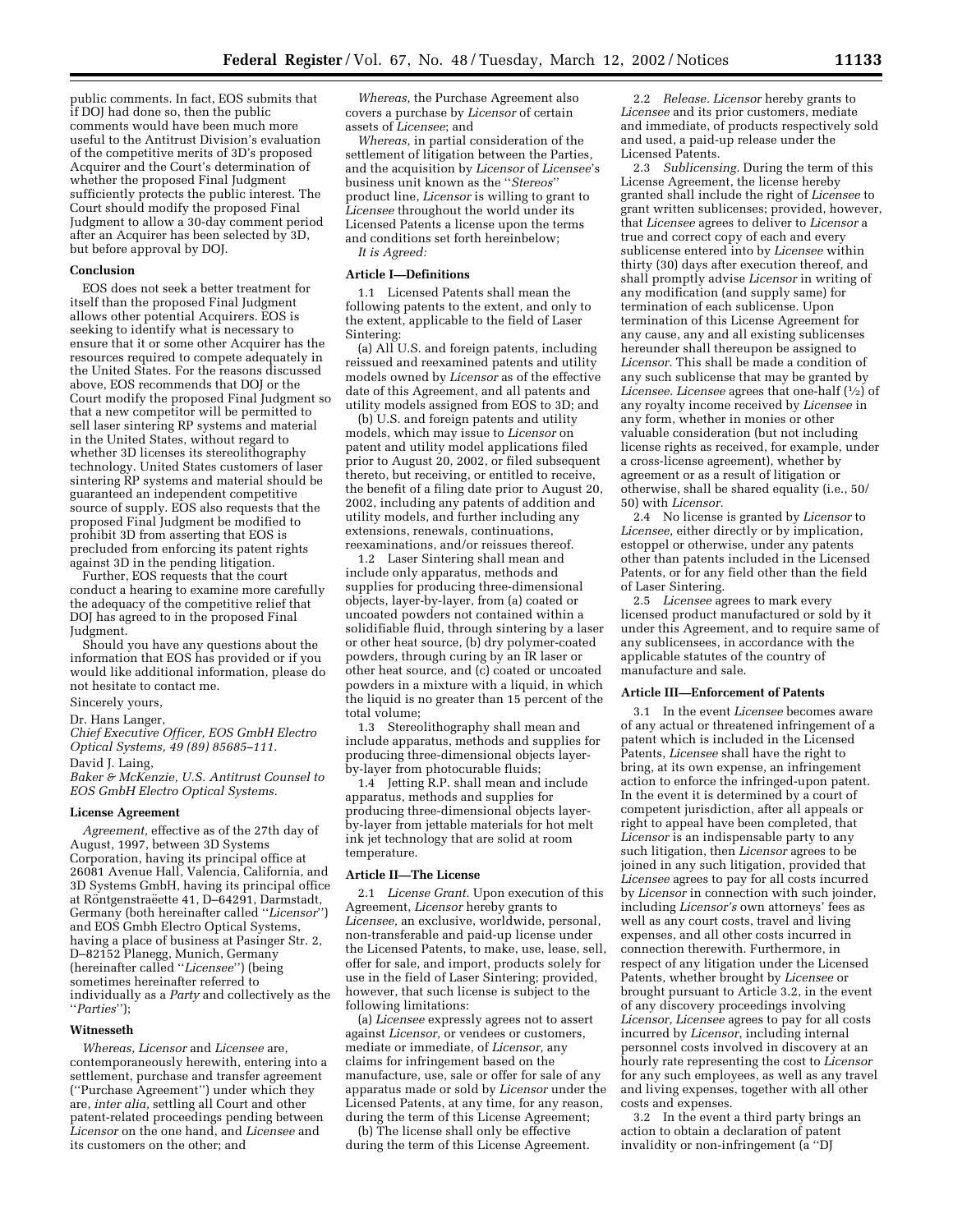public comments. In fact, EOS submits that if DOJ had done so, then the public comments would have been much more useful to the Antitrust Division's evaluation of the competitive merits of 3D's proposed Acquirer and the Court's determination of whether the proposed Final Judgment sufficiently protects the public interest. The Court should modify the proposed Final Judgment to allow a 30-day comment period after an Acquirer has been selected by 3D, but before approval by DOJ.

### Conclusion

EOS does not seek a better treatment for itself than the proposed Final Judgment allows other potential Acquirers. EOS is seeking to identify what is necessary to ensure that it or some other Acquirer has the resources required to compete adequately in the United States. For the reasons discussed above, EOS recommends that DOJ or the Court modify the proposed Final Judgment so that a new competitor will be permitted to sell laser sintering RP systems and material in the United States, without regard to whether 3D licenses its stereolithography technology. United States customers of laser sintering RP systems and material should be guaranteed an independent competitive source of supply. EOS also requests that the proposed Final Judgment be modified to prohibit 3D from asserting that EOS is precluded from enforcing its patent rights against 3D in the pending litigation.

Further, EOS requests that the court conduct a hearing to examine more carefully the adequacy of the competitive relief that DOJ has agreed to in the proposed Final Judgment.

Should you have any questions about the information that EOS has provided or if you would like additional information, please do not hesitate to contact me.

Sincerely yours,

Dr. Hans Langer,

*Chief Executive Officer, EOS GmbH Electro Optical Systems, 49 (89) 85685–111.*

David J. Laing,

*Baker & McKenzie, U.S. Antitrust Counsel to EOS GmbH Electro Optical Systems.*

### License Agreement

*Agreement,* effective as of the 27th day of August, 1997, between 3D Systems Corporation, having its principal office at 26081 Avenue Hall, Valencia, California, and 3D Systems GmbH, having its principal office at Röntgenstraëette 41, D–64291, Darmstadt, Germany (both hereinafter called "*Licensor*") and EOS Gmbh Electro Optical Systems, having a place of business at Pasinger Str. 2, D–82152 Planegg, Munich, Germany (hereinafter called "*Licensee*") (being sometimes hereinafter referred to individually as a *Party* and collectively as the "*Parties*");

### Witnesseth

*Whereas, Licensor* and *Licensee* are, contemporaneously herewith, entering into a settlement, purchase and transfer agreement ("Purchase Agreement") under which they are, *inter alia*, settling all Court and other patent-related proceedings pending between *Licensor* on the one hand, and *Licensee* and its customers on the other; and

*Whereas,* the Purchase Agreement also covers a purchase by *Licensor* of certain assets of *Licensee*; and

*Whereas,* in partial consideration of the settlement of litigation between the Parties, and the acquisition by *Licensor* of *Licensee*'s business unit known as the "*Stereos*" product line, *Licensor* is willing to grant to *Licensee* throughout the world under its Licensed Patents a license upon the terms and conditions set forth hereinbelow;

*It is Agreed:*

### Article I—Definitions

1.1 Licensed Patents shall mean the following patents to the extent, and only to the extent, applicable to the field of Laser Sintering:

(a) All U.S. and foreign patents, including reissued and reexamined patents and utility models owned by *Licensor* as of the effective date of this Agreement, and all patents and utility models assigned from EOS to 3D; and

(b) U.S. and foreign patents and utility models, which may issue to *Licensor* on patent and utility model applications filed prior to August 20, 2002, or filed subsequent thereto, but receiving, or entitled to receive, the benefit of a filing date prior to August 20, 2002, including any patents of addition and utility models, and further including any extensions, renewals, continuations, reexaminations, and/or reissues thereof.

1.2 Laser Sintering shall mean and include only apparatus, methods and supplies for producing three-dimensional objects, layer-by-layer, from (a) coated or uncoated powders not contained within a solidifiable fluid, through sintering by a laser or other heat source, (b) dry polymer-coated powders, through curing by an IR laser or other heat source, and (c) coated or uncoated powders in a mixture with a liquid, in which the liquid is no greater than 15 percent of the total volume;

1.3 Stereolithography shall mean and include apparatus, methods and supplies for producing three-dimensional objects layer-by-layer from photocurable fluids;

1.4 Jetting R.P. shall mean and include apparatus, methods and supplies for producing three-dimensional objects layer-by-layer from jettable materials for hot melt ink jet technology that are solid at room temperature.

### Article II—The License

2.1 *License Grant.* Upon execution of this Agreement, *Licensor* hereby grants to *Licensee,* an exclusive, worldwide, personal, non-transferable and paid-up license under the Licensed Patents, to make, use, lease, sell, offer for sale, and import, products solely for use in the field of Laser Sintering; provided, however, that such license is subject to the following limitations:

(a) *Licensee* expressly agrees not to assert against *Licensor,* or vendees or customers, mediate or immediate, of *Licensor,* any claims for infringement based on the manufacture, use, sale or offer for sale of any apparatus made or sold by *Licensor* under the Licensed Patents, at any time, for any reason, during the term of this License Agreement;

(b) The license shall only be effective during the term of this License Agreement.

2.2 *Release. Licensor* hereby grants to *Licensee* and its prior customers, mediate and immediate, of products respectively sold and used, a paid-up release under the Licensed Patents.

2.3 *Sublicensing.* During the term of this License Agreement, the license hereby granted shall include the right of *Licensee* to grant written sublicenses; provided, however, that *Licensee* agrees to deliver to *Licensor* a true and correct copy of each and every sublicense entered into by *Licensee* within thirty (30) days after execution thereof, and shall promptly advise *Licensor* in writing of any modification (and supply same) for termination of each sublicense. Upon termination of this License Agreement for any cause, any and all existing sublicenses hereunder shall thereupon be assigned to *Licensor.* This shall be made a condition of any such sublicense that may be granted by *Licensee. Licensee* agrees that one-half (½) of any royalty income received by *Licensee* in any form, whether in monies or other valuable consideration (but not including license rights as received, for example, under a cross-license agreement), whether by agreement or as a result of litigation or otherwise, shall be shared equality (i.e., 50/50) with *Licensor.*

2.4 No license is granted by *Licensor* to *Licensee,* either directly or by implication, estoppel or otherwise, under any patents other than patents included in the Licensed Patents, or for any field other than the field of Laser Sintering.

2.5 *Licensee* agrees to mark every licensed product manufactured or sold by it under this Agreement, and to require same of any sublicensees, in accordance with the applicable statutes of the country of manufacture and sale.

### Article III—Enforcement of Patents

3.1 In the event *Licensee* becomes aware of any actual or threatened infringement of a patent which is included in the Licensed Patents, *Licensee* shall have the right to bring, at its own expense, an infringement action to enforce the infringed-upon patent. In the event it is determined by a court of competent jurisdiction, after all appeals or right to appeal have been completed, that *Licensor* is an indispensable party to any such litigation, then *Licensor* agrees to be joined in any such litigation, provided that *Licensee* agrees to pay for all costs incurred by *Licensor* in connection with such joinder, including *Licensor's* own attorneys' fees as well as any court costs, travel and living expenses, and all other costs incurred in connection therewith. Furthermore, in respect of any litigation under the Licensed Patents, whether brought by *Licensee* or brought pursuant to Article 3.2, in the event of any discovery proceedings involving *Licensor*, *Licensee* agrees to pay for all costs incurred by *Licensor*, including internal personnel costs involved in discovery at an hourly rate representing the cost to *Licensor* for any such employees, as well as any travel and living expenses, together with all other costs and expenses.

3.2 In the event a third party brings an action to obtain a declaration of patent invalidity or non-infringement (a "DJ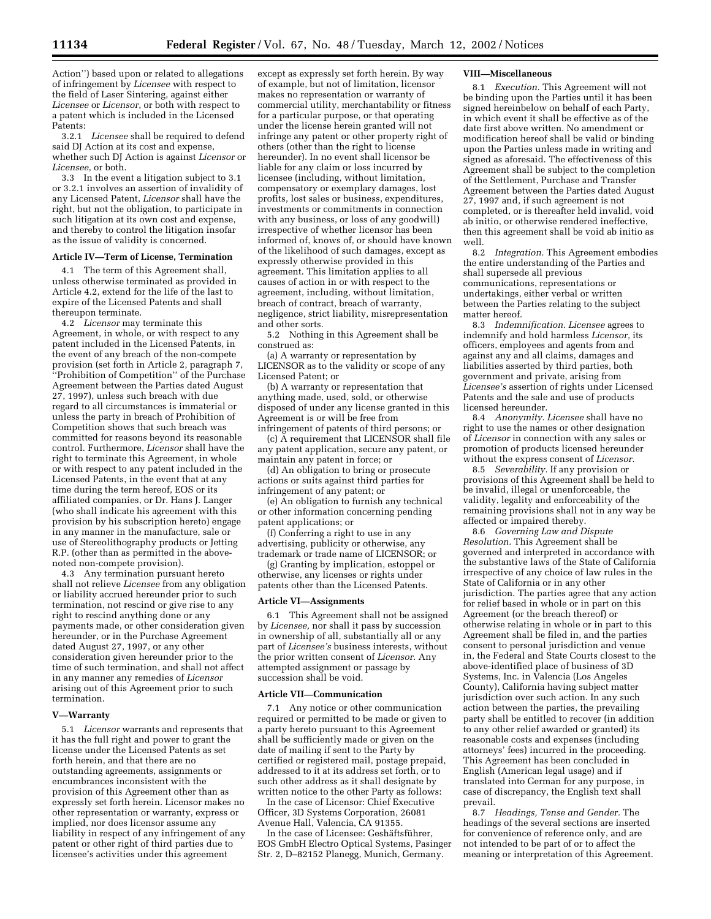Action'') based upon or related to allegations of infringement by *Licensee* with respect to the field of Laser Sintering, against either *Licensee* or *Licensor*, or both with respect to a patent which is included in the Licensed Patents:

3.2.1 *Licensee* shall be required to defend said DJ Action at its cost and expense, whether such DJ Action is against *Licensor* or *Licensee*, or both.

3.3 In the event a litigation subject to 3.1 or 3.2.1 involves an assertion of invalidity of any Licensed Patent, *Licensor* shall have the right, but not the obligation, to participate in such litigation at its own cost and expense, and thereby to control the litigation insofar as the issue of validity is concerned.

**Article IV—Term of License, Termination**

4.1 The term of this Agreement shall, unless otherwise terminated as provided in Article 4.2, extend for the life of the last to expire of the Licensed Patents and shall thereupon terminate.

4.2 *Licensor* may terminate this Agreement, in whole, or with respect to any patent included in the Licensed Patents, in the event of any breach of the non-compete provision (set forth in Article 2, paragraph 7, ''Prohibition of Competition'' of the Purchase Agreement between the Parties dated August 27, 1997), unless such breach with due regard to all circumstances is immaterial or unless the party in breach of Prohibition of Competition shows that such breach was committed for reasons beyond its reasonable control. Furthermore, *Licensor* shall have the right to terminate this Agreement, in whole or with respect to any patent included in the Licensed Patents, in the event that at any time during the term hereof, EOS or its affiliated companies, or Dr. Hans J. Langer (who shall indicate his agreement with this provision by his subscription hereto) engage in any manner in the manufacture, sale or use of Stereolithography products or Jetting R.P. (other than as permitted in the above-noted non-compete provision).

4.3 Any termination pursuant hereto shall not relieve *Licensee* from any obligation or liability accrued hereunder prior to such termination, not rescind or give rise to any right to rescind anything done or any payments made, or other consideration given hereunder, or in the Purchase Agreement dated August 27, 1997, or any other consideration given hereunder prior to the time of such termination, and shall not affect in any manner any remedies of *Licensor* arising out of this Agreement prior to such termination.

**V—Warranty**

5.1 *Licensor* warrants and represents that it has the full right and power to grant the license under the Licensed Patents as set forth herein, and that there are no outstanding agreements, assignments or encumbrances inconsistent with the provision of this Agreement other than as expressly set forth herein. Licensor makes no other representation or warranty, express or implied, nor does licensor assume any liability in respect of any infringement of any patent or other right of third parties due to licensee's activities under this agreement except as expressly set forth herein. By way of example, but not of limitation, licensor makes no representation or warranty of commercial utility, merchantability or fitness for a particular purpose, or that operating under the license herein granted will not infringe any patent or other property right of others (other than the right to license hereunder). In no event shall licensor be liable for any claim or loss incurred by licensee (including, without limitation, compensatory or exemplary damages, lost profits, lost sales or business, expenditures, investments or commitments in connection with any business, or loss of any goodwill) irrespective of whether licensor has been informed of, knows of, or should have known of the likelihood of such damages, except as expressly otherwise provided in this agreement. This limitation applies to all causes of action in or with respect to the agreement, including, without limitation, breach of contract, breach of warranty, negligence, strict liability, misrepresentation and other sorts.

5.2 Nothing in this Agreement shall be construed as:

(a) A warranty or representation by LICENSOR as to the validity or scope of any Licensed Patent; or

(b) A warranty or representation that anything made, used, sold, or otherwise disposed of under any license granted in this Agreement is or will be free from infringement of patents of third persons; or

(c) A requirement that LICENSOR shall file any patent application, secure any patent, or maintain any patent in force; or

(d) An obligation to bring or prosecute actions or suits against third parties for infringement of any patent; or

(e) An obligation to furnish any technical or other information concerning pending patent applications; or

(f) Conferring a right to use in any advertising, publicity or otherwise, any trademark or trade name of LICENSOR; or

(g) Granting by implication, estoppel or otherwise, any licenses or rights under patents other than the Licensed Patents.

**Article VI—Assignments**

6.1 This Agreement shall not be assigned by *Licensee,* nor shall it pass by succession in ownership of all, substantially all or any part of *Licensee's* business interests, without the prior written consent of *Licensor.* Any attempted assignment or passage by succession shall be void.

**Article VII—Communication**

7.1 Any notice or other communication required or permitted to be made or given to a party hereto pursuant to this Agreement shall be sufficiently made or given on the date of mailing if sent to the Party by certified or registered mail, postage prepaid, addressed to it at its address set forth, or to such other address as it shall designate by written notice to the other Party as follows:

In the case of Licensor: Chief Executive Officer, 3D Systems Corporation, 26081 Avenue Hall, Valencia, CA 91355.

In the case of Licensee: Geshäftsführer, EOS GmbH Electro Optical Systems, Pasinger Str. 2, D–82152 Planegg, Munich, Germany.

**VIII—Miscellaneous**

8.1 *Execution.* This Agreement will not be binding upon the Parties until it has been signed hereinbelow on behalf of each Party, in which event it shall be effective as of the date first above written. No amendment or modification hereof shall be valid or binding upon the Parties unless made in writing and signed as aforesaid. The effectiveness of this Agreement shall be subject to the completion of the Settlement, Purchase and Transfer Agreement between the Parties dated August 27, 1997 and, if such agreement is not completed, or is thereafter held invalid, void ab initio, or otherwise rendered ineffective, then this agreement shall be void ab initio as well.

8.2 *Integration.* This Agreement embodies the entire understanding of the Parties and shall supersede all previous communications, representations or undertakings, either verbal or written between the Parties relating to the subject matter hereof.

8.3 *Indemnification. Licensee* agrees to indemnify and hold harmless *Licensor,* its officers, employees and agents from and against any and all claims, damages and liabilities asserted by third parties, both government and private, arising from *Licensee's* assertion of rights under Licensed Patents and the sale and use of products licensed hereunder.

8.4 *Anonymity. Licensee* shall have no right to use the names or other designation of *Licensor* in connection with any sales or promotion of products licensed hereunder without the express consent of *Licensor.*

8.5 *Severability.* If any provision or provisions of this Agreement shall be held to be invalid, illegal or unenforceable, the validity, legality and enforceability of the remaining provisions shall not in any way be affected or impaired thereby.

8.6 *Governing Law and Dispute Resolution.* This Agreement shall be governed and interpreted in accordance with the substantive laws of the State of California irrespective of any choice of law rules in the State of California or in any other jurisdiction. The parties agree that any action for relief based in whole or in part on this Agreement (or the breach thereof) or otherwise relating in whole or in part to this Agreement shall be filed in, and the parties consent to personal jurisdiction and venue in, the Federal and State Courts closest to the above-identified place of business of 3D Systems, Inc. in Valencia (Los Angeles County), California having subject matter jurisdiction over such action. In any such action between the parties, the prevailing party shall be entitled to recover (in addition to any other relief awarded or granted) its reasonable costs and expenses (including attorneys' fees) incurred in the proceeding. This Agreement has been concluded in English (American legal usage) and if translated into German for any purpose, in case of discrepancy, the English text shall prevail.

8.7 *Headings, Tense and Gender.* The headings of the several sections are inserted for convenience of reference only, and are not intended to be part of or to affect the meaning or interpretation of this Agreement.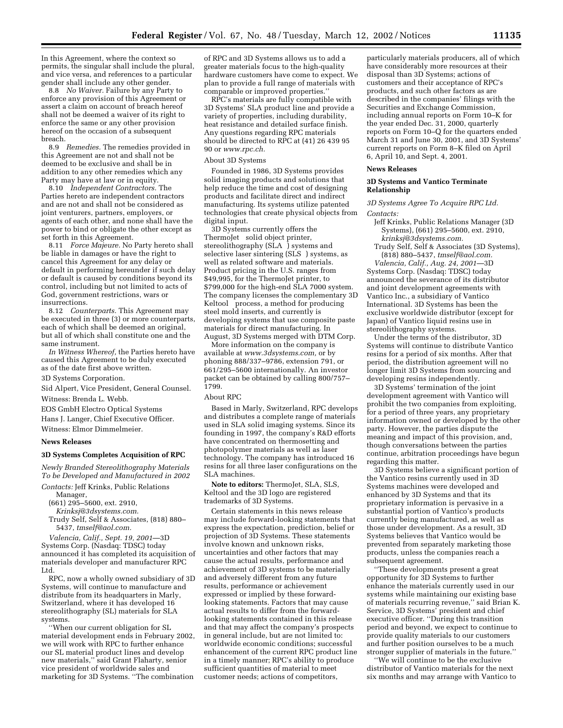In this Agreement, where the context so permits, the singular shall include the plural, and vice versa, and references to a particular gender shall include any other gender.

8.8 *No Waiver.* Failure by any Party to enforce any provision of this Agreement or assert a claim on account of breach hereof shall not be deemed a waiver of its right to enforce the same or any other provision hereof on the occasion of a subsequent breach.

8.9 *Remedies.* The remedies provided in this Agreement are not and shall not be deemed to be exclusive and shall be in addition to any other remedies which any Party may have at law or in equity.

8.10 *Independent Contractors.* The Parties hereto are independent contractors and are not and shall not be considered as joint venturers, partners, employers, or agents of each other, and none shall have the power to bind or obligate the other except as set forth in this Agreement.

8.11 *Force Majeure.* No Party hereto shall be liable in damages or have the right to cancel this Agreement for any delay or default in performing hereunder if such delay or default is caused by conditions beyond its control, including but not limited to acts of God, government restrictions, wars or insurrections.

8.12 *Counterparts.* This Agreement may be executed in three (3) or more counterparts, each of which shall be deemed an original, but all of which shall constitute one and the same instrument.

*In Witness Whereof,* the Parties hereto have caused this Agreement to be duly executed as of the date first above written.

3D Systems Corporation.

Sid Alpert, Vice President, General Counsel.

Witness: Brenda L. Webb.

EOS GmbH Electro Optical Systems

Hans J. Langer, Chief Executive Officer.

Witness: Elmor Dimmelmeier.

**News Releases**

**3D Systems Completes Acquisition of RPC**

*Newly Branded Stereolithography Materials To be Developed and Manufactured in 2002*

*Contacts:* Jeff Krinks, Public Relations Manager,
(661) 295–5600, ext. 2910,
*Krinksj@3dsystems.com.*
Trudy Self, Self & Associates, (818) 880–5437, *tmself@aol.com.*

*Valencia, Calif., Sept. 19, 2001*—3D Systems Corp. (Nasdaq: TDSC) today announced it has completed its acquisition of materials developer and manufacturer RPC Ltd.

RPC, now a wholly owned subsidiary of 3D Systems, will continue to manufacture and distribute from its headquarters in Marly, Switzerland, where it has developed 16 stereolithography (SL) materials for SLA systems.

''When our current obligation for SL material development ends in February 2002, we will work with RPC to further enhance our SL material product lines and develop new materials,'' said Grant Flaharty, senior vice president of worldwide sales and marketing for 3D Systems. ''The combination of RPC and 3D Systems allows us to add a greater materials focus to the high-quality hardware customers have come to expect. We plan to provide a full range of materials with comparable or improved properties.''

RPC's materials are fully compatible with 3D Systems' SLA product line and provide a variety of properties, including durability, heat resistance and detailed surface finish. Any questions regarding RPC materials should be directed to RPC at (41) 26 439 95 90 or *www.rpc.ch.*

About 3D Systems

Founded in 1986, 3D Systems provides solid imaging products and solutions that help reduce the time and cost of designing products and facilitate direct and indirect manufacturing. Its systems utilize patented technologies that create physical objects from digital input.

3D Systems currently offers the ThermoJet solid object printer, stereolithography (SLA ) systems and selective laser sintering (SLS ) systems, as well as related software and materials. Product pricing in the U.S. ranges from $49,995, for the ThermoJet printer, to $799,000 for the high-end SLA 7000 system. The company licenses the complementary 3D Keltool process, a method for producing steel mold inserts, and currently is developing systems that use composite paste materials for direct manufacturing. In August, 3D Systems merged with DTM Corp.

More information on the company is available at *www.3dsystems.com,* or by phoning 888/337–9786, extension 791, or 661/295–5600 internationally. An investor packet can be obtained by calling 800/757–1799.

About RPC

Based in Marly, Switzerland, RPC develops and distributes a complete range of materials used in SLA solid imaging systems. Since its founding in 1997, the company's R&D efforts have concentrated on thermosetting and photopolymer materials as well as laser technology. The company has introduced 16 resins for all three laser configurations on the SLA machines.

**Note to editors:** ThermoJet, SLA, SLS, Keltool and the 3D logo are registered trademarks of 3D Systems.

Certain statements in this news release may include forward-looking statements that express the expectation, prediction, belief or projection of 3D Systems. These statements involve known and unknown risks, uncertainties and other factors that may cause the actual results, performance and achievement of 3D systems to be materially and adversely different from any future results, performance or achievement expressed or implied by these forward-looking statements. Factors that may cause actual results to differ from the forward-looking statements contained in this release and that may affect the company's prospects in general include, but are not limited to: worldwide economic conditions; successful enhancement of the current RPC product line in a timely manner; RPC's ability to produce sufficient quantities of material to meet customer needs; actions of competitors, particularly materials producers, all of which have considerably more resources at their disposal than 3D Systems; actions of customers and their acceptance of RPC's products, and such other factors as are described in the companies' filings with the Securities and Exchange Commission, including annual reports on Form 10–K for the year ended Dec. 31, 2000, quarterly reports on Form 10–Q for the quarters ended March 31 and June 30, 2001, and 3D Systems' current reports on Form 8–K filed on April 6, April 10, and Sept. 4, 2001.

**News Releases**

**3D Systems and Vantico Terminate Relationship**

*3D Systems Agree To Acquire RPC Ltd.*

*Contacts:*
Jeff Krinks, Public Relations Manager (3D Systems), (661) 295–5600, ext. 2910, *krinksj@3dsystems.com.*
Trudy Self, Self & Associates (3D Systems), (818) 880–5437, *tmself@aol.com.*

*Valencia, Calif., Aug. 24, 2001*—3D Systems Corp. (Nasdaq: TDSC) today announced the severance of its distributor and joint development agreements with Vantico Inc., a subsidiary of Vantico International. 3D Systems has been the exclusive worldwide distributor (except for Japan) of Vantico liquid resins use in stereolithography systems.

Under the terms of the distributor, 3D Systems will continue to distribute Vantico resins for a period of six months. After that period, the distribution agreement will no longer limit 3D Systems from sourcing and developing resins independently.

3D Systems' termination of the joint development agreement with Vantico will prohibit the two companies from exploiting, for a period of three years, any proprietary information owned or developed by the other party. However, the parties dispute the meaning and impact of this provision, and, though conversations between the parties continue, arbitration proceedings have begun regarding this matter.

3D Systems believe a significant portion of the Vantico resins currently used in 3D Systems machines were developed and enhanced by 3D Systems and that its proprietary information is pervasive in a substantial portion of Vantico's products currently being manufactured, as well as those under development. As a result, 3D Systems believes that Vantico would be prevented from separately marketing those products, unless the companies reach a subsequent agreement.

''These developments present a great opportunity for 3D Systems to further enhance the materials currently used in our systems while maintaining our existing base of materials recurring revenue,'' said Brian K. Service, 3D Systems' president and chief executive officer. ''During this transition period and beyond, we expect to continue to provide quality materials to our customers and further position ourselves to be a much stronger supplier of materials in the future.''

''We will continue to be the exclusive distributor of Vantico materials for the next six months and may arrange with Vantico to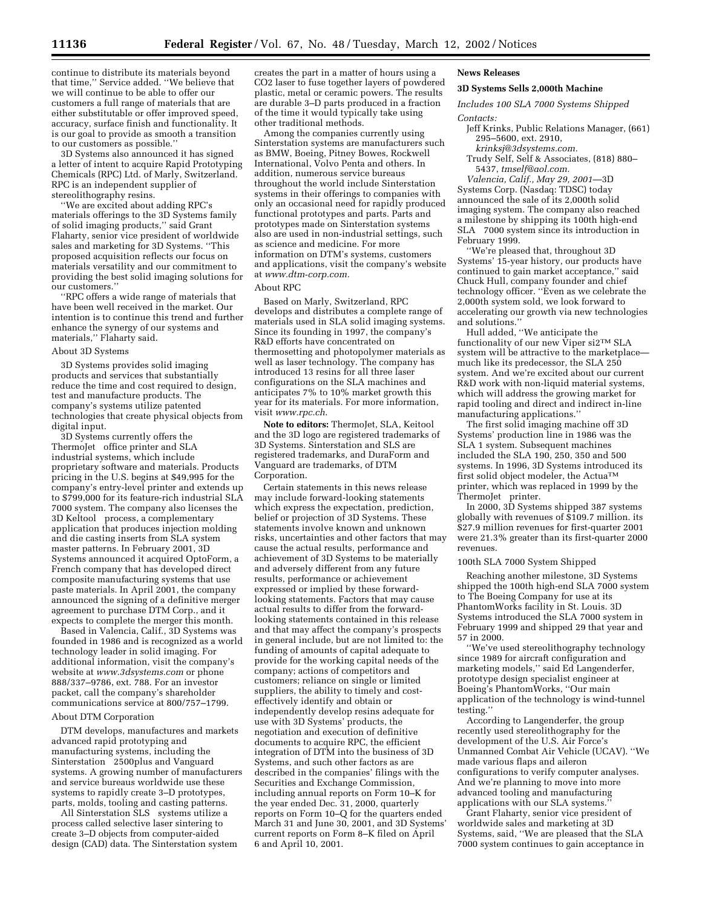continue to distribute its materials beyond that time,'' Service added. ''We believe that we will continue to be able to offer our customers a full range of materials that are either substitutable or offer improved speed, accuracy, surface finish and functionality. It is our goal to provide as smooth a transition to our customers as possible.''

3D Systems also announced it has signed a letter of intent to acquire Rapid Prototyping Chemicals (RPC) Ltd. of Marly, Switzerland. RPC is an independent supplier of stereolithography resins.

''We are excited about adding RPC's materials offerings to the 3D Systems family of solid imaging products,'' said Grant Flaharty, senior vice president of worldwide sales and marketing for 3D Systems. ''This proposed acquisition reflects our focus on materials versatility and our commitment to providing the best solid imaging solutions for our customers.''

''RPC offers a wide range of materials that have been well received in the market. Our intention is to continue this trend and further enhance the synergy of our systems and materials,'' Flaharty said.

About 3D Systems

3D Systems provides solid imaging products and services that substantially reduce the time and cost required to design, test and manufacture products. The company's systems utilize patented technologies that create physical objects from digital input.

3D Systems currently offers the ThermoJet office printer and SLA industrial systems, which include proprietary software and materials. Products pricing in the U.S. begins at $49,995 for the company's entry-level printer and extends up to $799,000 for its feature-rich industrial SLA 7000 system. The company also licenses the 3D Keltool process, a complementary application that produces injection molding and die casting inserts from SLA system master patterns. In February 2001, 3D Systems announced it acquired OptoForm, a French company that has developed direct composite manufacturing systems that use paste materials. In April 2001, the company announced the signing of a definitive merger agreement to purchase DTM Corp., and it expects to complete the merger this month.

Based in Valencia, Calif., 3D Systems was founded in 1986 and is recognized as a world technology leader in solid imaging. For additional information, visit the company's website at *www.3dsystems.com* or phone 888/337–9786, ext. 788. For an investor packet, call the company's shareholder communications service at 800/757–1799.

About DTM Corporation

DTM develops, manufactures and markets advanced rapid prototyping and manufacturing systems, including the Sinterstation 2500plus and Vanguard systems. A growing number of manufacturers and service bureaus worldwide use these systems to rapidly create 3–D prototypes, parts, molds, tooling and casting patterns.

All Sinterstation SLS systems utilize a process called selective laser sintering to create 3–D objects from computer-aided design (CAD) data. The Sinterstation system creates the part in a matter of hours using a $CO_2$ laser to fuse together layers of powdered plastic, metal or ceramic powers. The results are durable 3–D parts produced in a fraction of the time it would typically take using other traditional methods.

Among the companies currently using Sinterstation systems are manufacturers such as BMW, Boeing, Pitney Bowes, Rockwell International, Volvo Penta and others. In addition, numerous service bureaus throughout the world include Sinterstation systems in their offerings to companies with only an occasional need for rapidly produced functional prototypes and parts. Parts and prototypes made on Sinterstation systems also are used in non-industrial settings, such as science and medicine. For more information on DTM's systems, customers and applications, visit the company's website at *www.dtm-corp.com.*

About RPC

Based on Marly, Switzerland, RPC develops and distributes a complete range of materials used in SLA solid imaging systems. Since its founding in 1997, the company's R&D efforts have concentrated on thermosetting and photopolymer materials as well as laser technology. The company has introduced 13 resins for all three laser configurations on the SLA machines and anticipates 7% to 10% market growth this year for its materials. For more information, visit *www.rpc.ch.*

**Note to editors:** ThermoJet, SLA, Keitool and the 3D logo are registered trademarks of 3D Systems. Sinterstation and SLS are registered trademarks, and DuraForm and Vanguard are trademarks, of DTM Corporation.

Certain statements in this news release may include forward-looking statements which express the expectation, prediction, belief or projection of 3D Systems. These statements involve known and unknown risks, uncertainties and other factors that may cause the actual results, performance and achievement of 3D Systems to be materially and adversely different from any future results, performance or achievement expressed or implied by these forward-looking statements. Factors that may cause actual results to differ from the forward-looking statements contained in this release and that may affect the company's prospects in general include, but are not limited to: the funding of amounts of capital adequate to provide for the working capital needs of the company; actions of competitors and customers; reliance on single or limited suppliers, the ability to timely and cost-effectively identify and obtain or independently develop resins adequate for use with 3D Systems' products, the negotiation and execution of definitive documents to acquire RPC, the efficient integration of DTM into the business of 3D Systems, and such other factors as are described in the companies' filings with the Securities and Exchange Commission, including annual reports on Form 10–K for the year ended Dec. 31, 2000, quarterly reports on Form 10–Q for the quarters ended March 31 and June 30, 2001, and 3D Systems' current reports on Form 8–K filed on April 6 and April 10, 2001.

**News Releases**

**3D Systems Sells 2,000th Machine**

*Includes 100 SLA 7000 Systems Shipped*

*Contacts:*

Jeff Krinks, Public Relations Manager, (661) 295–5600, ext. 2910, *krinksj@3dsystems.com.*

Trudy Self, Self & Associates, (818) 880–5437, *tmself@aol.com.*

*Valencia, Calif., May 29, 2001*—3D Systems Corp. (Nasdaq: TDSC) today announced the sale of its 2,000th solid imaging system. The company also reached a milestone by shipping its 100th high-end SLA 7000 system since its introduction in February 1999.

''We're pleased that, throughout 3D Systems' 15-year history, our products have continued to gain market acceptance,'' said Chuck Hull, company founder and chief technology officer. ''Even as we celebrate the 2,000th system sold, we look forward to accelerating our growth via new technologies and solutions.''

Hull added, ''We anticipate the functionality of our new Viper si2™ SLA system will be attractive to the marketplace—much like its predecessor, the SLA 250 system. And we're excited about our current R&D work with non-liquid material systems, which will address the growing market for rapid tooling and direct and indirect in-line manufacturing applications.''

The first solid imaging machine off 3D Systems' production line in 1986 was the SLA 1 system. Subsequent machines included the SLA 190, 250, 350 and 500 systems. In 1996, 3D Systems introduced its first solid object modeler, the Actua™ printer, which was replaced in 1999 by the ThermoJet printer.

In 2000, 3D Systems shipped 387 systems globally with revenues of $109.7 million. its $27.9 million revenues for first-quarter 2001 were 21.3% greater than its first-quarter 2000 revenues.

100th SLA 7000 System Shipped

Reaching another milestone, 3D Systems shipped the 100th high-end SLA 7000 system to The Boeing Company for use at its PhantomWorks facility in St. Louis. 3D Systems introduced the SLA 7000 system in February 1999 and shipped 29 that year and 57 in 2000.

''We've used stereolithography technology since 1989 for aircraft configuration and marketing models,'' said Ed Langenderfer, prototype design specialist engineer at Boeing's PhantomWorks, ''Our main application of the technology is wind-tunnel testing.''

According to Langenderfer, the group recently used stereolithography for the development of the U.S. Air Force's Unmanned Combat Air Vehicle (UCAV). ''We made various flaps and aileron configurations to verify computer analyses. And we're planning to move into more advanced tooling and manufacturing applications with our SLA systems.''

Grant Flaharty, senior vice president of worldwide sales and marketing at 3D Systems, said, ''We are pleased that the SLA 7000 system continues to gain acceptance in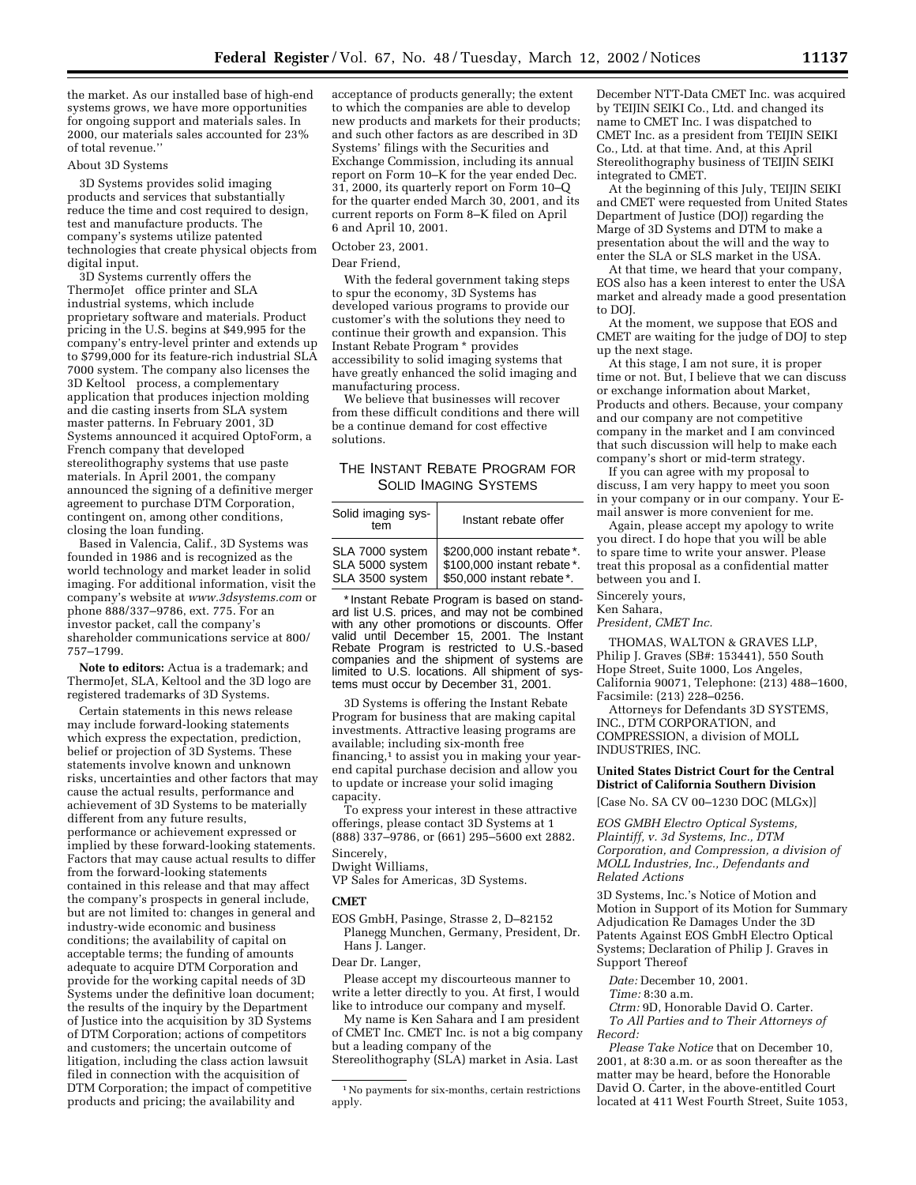the market. As our installed base of high-end systems grows, we have more opportunities for ongoing support and materials sales. In 2000, our materials sales accounted for 23% of total revenue.''

About 3D Systems

3D Systems provides solid imaging products and services that substantially reduce the time and cost required to design, test and manufacture products. The company's systems utilize patented technologies that create physical objects from digital input.

3D Systems currently offers the ThermoJet office printer and SLA industrial systems, which include proprietary software and materials. Product pricing in the U.S. begins at $49,995 for the company's entry-level printer and extends up to $799,000 for its feature-rich industrial SLA 7000 system. The company also licenses the 3D Keltool process, a complementary application that produces injection molding and die casting inserts from SLA system master patterns. In February 2001, 3D Systems announced it acquired OptoForm, a French company that developed stereolithography systems that use paste materials. In April 2001, the company announced the signing of a definitive merger agreement to purchase DTM Corporation, contingent on, among other conditions, closing the loan funding.

Based in Valencia, Calif., 3D Systems was founded in 1986 and is recognized as the world technology and market leader in solid imaging. For additional information, visit the company's website at *www.3dsystems.com* or phone 888/337–9786, ext. 775. For an investor packet, call the company's shareholder communications service at 800/757–1799.

**Note to editors:** Actua is a trademark; and ThermoJet, SLA, Keltool and the 3D logo are registered trademarks of 3D Systems.

Certain statements in this news release may include forward-looking statements which express the expectation, prediction, belief or projection of 3D Systems. These statements involve known and unknown risks, uncertainties and other factors that may cause the actual results, performance and achievement of 3D Systems to be materially different from any future results, performance or achievement expressed or implied by these forward-looking statements. Factors that may cause actual results to differ from the forward-looking statements contained in this release and that may affect the company's prospects in general include, but are not limited to: changes in general and industry-wide economic and business conditions; the availability of capital on acceptable terms; the funding of amounts adequate to acquire DTM Corporation and provide for the working capital needs of 3D Systems under the definitive loan document; the results of the inquiry by the Department of Justice into the acquisition by 3D Systems of DTM Corporation; actions of competitors and customers; the uncertain outcome of litigation, including the class action lawsuit filed in connection with the acquisition of DTM Corporation; the impact of competitive products and pricing; the availability and acceptance of products generally; the extent to which the companies are able to develop new products and markets for their products; and such other factors as are described in 3D Systems' filings with the Securities and Exchange Commission, including its annual report on Form 10–K for the year ended Dec. 31, 2000, its quarterly report on Form 10–Q for the quarter ended March 30, 2001, and its current reports on Form 8–K filed on April 6 and April 10, 2001.

October 23, 2001.

Dear Friend,

With the federal government taking steps to spur the economy, 3D Systems has developed various programs to provide our customer's with the solutions they need to continue their growth and expansion. This Instant Rebate Program * provides accessibility to solid imaging systems that have greatly enhanced the solid imaging and manufacturing process.

We believe that businesses will recover from these difficult conditions and there will be a continue demand for cost effective solutions.

## THE INSTANT REBATE PROGRAM FOR SOLID IMAGING SYSTEMS

| Solid imaging system | Instant rebate offer |
|---|---|
| SLA 7000 system | $200,000 instant rebate *. |
| SLA 5000 system | $100,000 instant rebate *. |
| SLA 3500 system | $50,000 instant rebate *. |

* Instant Rebate Program is based on standard list U.S. prices, and may not be combined with any other promotions or discounts. Offer valid until December 15, 2001. The Instant Rebate Program is restricted to U.S.-based companies and the shipment of systems are limited to U.S. locations. All shipment of systems must occur by December 31, 2001.

3D Systems is offering the Instant Rebate Program for business that are making capital investments. Attractive leasing programs are available; including six-month free financing,[1] to assist you in making your year-end capital purchase decision and allow you to update or increase your solid imaging capacity.

To express your interest in these attractive offerings, please contact 3D Systems at 1 (888) 337–9786, or (661) 295–5600 ext 2882.

Sincerely,

Dwight Williams,

VP Sales for Americas, 3D Systems.

[1] No payments for six-months, certain restrictions apply.

**CMET**

EOS GmbH, Pasinge, Strasse 2, D–82152 Planegg Munchen, Germany, President, Dr. Hans J. Langer.

Dear Dr. Langer,

Please accept my discourteous manner to write a letter directly to you. At first, I would like to introduce our company and myself.

My name is Ken Sahara and I am president of CMET Inc. CMET Inc. is not a big company but a leading company of the Stereolithography (SLA) market in Asia. Last December NTT-Data CMET Inc. was acquired by TEIJIN SEIKI Co., Ltd. and changed its name to CMET Inc. I was dispatched to CMET Inc. as a president from TEIJIN SEIKI Co., Ltd. at that time. And, at this April Stereolithography business of TEIJIN SEIKI integrated to CMET.

At the beginning of this July, TEIJIN SEIKI and CMET were requested from United States Department of Justice (DOJ) regarding the Marge of 3D Systems and DTM to make a presentation about the will and the way to enter the SLA or SLS market in the USA.

At that time, we heard that your company, EOS also has a keen interest to enter the USA market and already made a good presentation to DOJ.

At the moment, we suppose that EOS and CMET are waiting for the judge of DOJ to step up the next stage.

At this stage, I am not sure, it is proper time or not. But, I believe that we can discuss or exchange information about Market, Products and others. Because, your company and our company are not competitive company in the market and I am convinced that such discussion will help to make each company's short or mid-term strategy.

If you can agree with my proposal to discuss, I am very happy to meet you soon in your company or in our company. Your E-mail answer is more convenient for me.

Again, please accept my apology to write you direct. I do hope that you will be able to spare time to write your answer. Please treat this proposal as a confidential matter between you and I.

Sincerely yours,

Ken Sahara,

*President, CMET Inc.*

THOMAS, WALTON & GRAVES LLP, Philip J. Graves (SB#: 153441), 550 South Hope Street, Suite 1000, Los Angeles, California 90071, Telephone: (213) 488–1600, Facsimile: (213) 228–0256.

Attorneys for Defendants 3D SYSTEMS, INC., DTM CORPORATION, and COMPRESSION, a division of MOLL INDUSTRIES, INC.

**United States District Court for the Central District of California Southern Division**

[Case No. SA CV 00–1230 DOC (MLGx)]

*EOS GMBH Electro Optical Systems, Plaintiff, v. 3d Systems, Inc., DTM Corporation, and Compression, a division of MOLL Industries, Inc., Defendants and Related Actions*

3D Systems, Inc.'s Notice of Motion and Motion in Support of its Motion for Summary Adjudication Re Damages Under the 3D Patents Against EOS GmbH Electro Optical Systems; Declaration of Philip J. Graves in Support Thereof

*Date:* December 10, 2001.

*Time:* 8:30 a.m.

*Ctrm:* 9D, Honorable David O. Carter.

*To All Parties and to Their Attorneys of Record:*

*Please Take Notice* that on December 10, 2001, at 8:30 a.m. or as soon thereafter as the matter may be heard, before the Honorable David O. Carter, in the above-entitled Court located at 411 West Fourth Street, Suite 1053,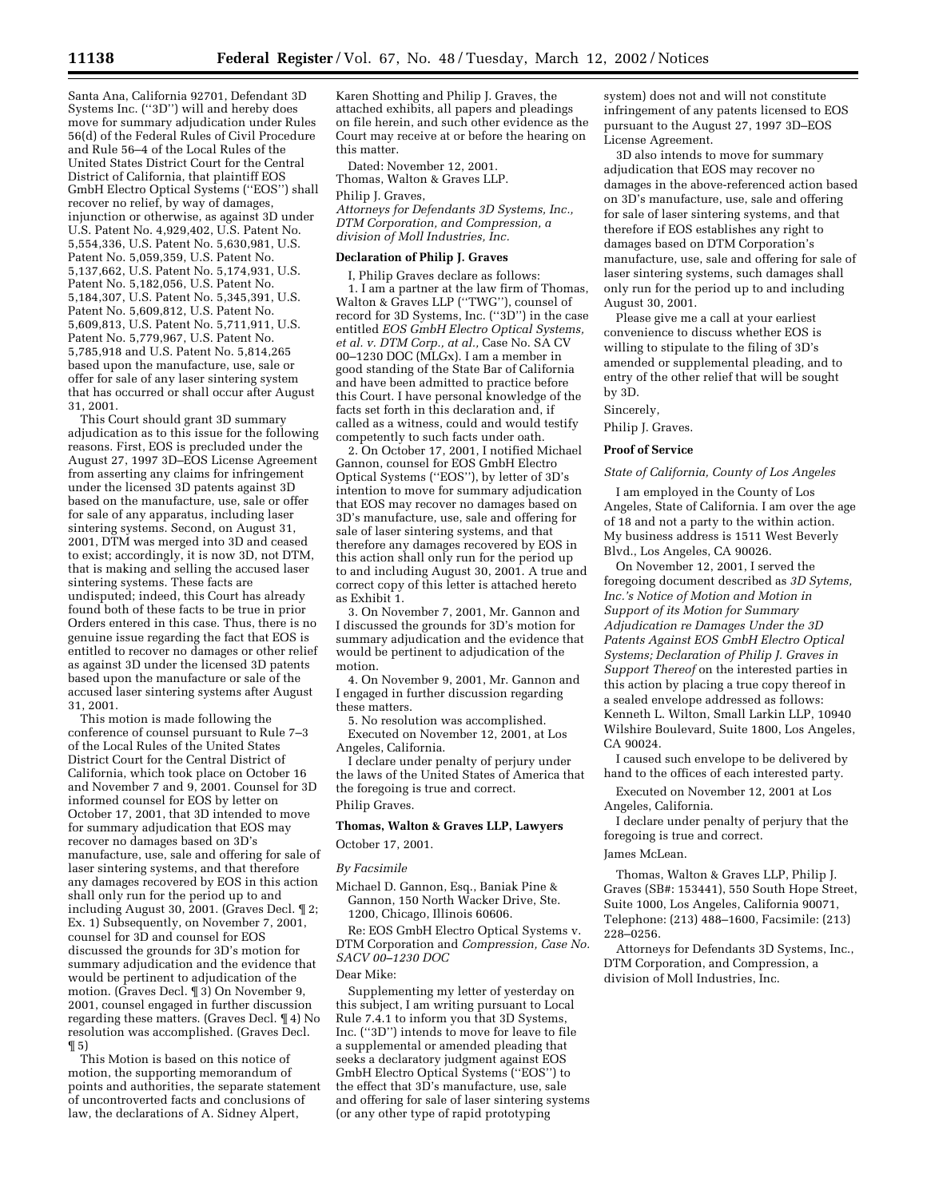Santa Ana, California 92701, Defendant 3D Systems Inc. (''3D'') will and hereby does move for summary adjudication under Rules 56(d) of the Federal Rules of Civil Procedure and Rule 56–4 of the Local Rules of the United States District Court for the Central District of California, that plaintiff EOS GmbH Electro Optical Systems (''EOS'') shall recover no relief, by way of damages, injunction or otherwise, as against 3D under U.S. Patent No. 4,929,402, U.S. Patent No. 5,554,336, U.S. Patent No. 5,630,981, U.S. Patent No. 5,059,359, U.S. Patent No. 5,137,662, U.S. Patent No. 5,174,931, U.S. Patent No. 5,182,056, U.S. Patent No. 5,184,307, U.S. Patent No. 5,345,391, U.S. Patent No. 5,609,812, U.S. Patent No. 5,609,813, U.S. Patent No. 5,711,911, U.S. Patent No. 5,779,967, U.S. Patent No. 5,785,918 and U.S. Patent No. 5,814,265 based upon the manufacture, use, sale or offer for sale of any laser sintering system that has occurred or shall occur after August 31, 2001.

This Court should grant 3D summary adjudication as to this issue for the following reasons. First, EOS is precluded under the August 27, 1997 3D–EOS License Agreement from asserting any claims for infringement under the licensed 3D patents against 3D based on the manufacture, use, sale or offer for sale of any apparatus, including laser sintering systems. Second, on August 31, 2001, DTM was merged into 3D and ceased to exist; accordingly, it is now 3D, not DTM, that is making and selling the accused laser sintering systems. These facts are undisputed; indeed, this Court has already found both of these facts to be true in prior Orders entered in this case. Thus, there is no genuine issue regarding the fact that EOS is entitled to recover no damages or other relief as against 3D under the licensed 3D patents based upon the manufacture or sale of the accused laser sintering systems after August 31, 2001.

This motion is made following the conference of counsel pursuant to Rule 7–3 of the Local Rules of the United States District Court for the Central District of California, which took place on October 16 and November 7 and 9, 2001. Counsel for 3D informed counsel for EOS by letter on October 17, 2001, that 3D intended to move for summary adjudication that EOS may recover no damages based on 3D's manufacture, use, sale and offering for sale of laser sintering systems, and that therefore any damages recovered by EOS in this action shall only run for the period up to and including August 30, 2001. (Graves Decl. ¶ 2; Ex. 1) Subsequently, on November 7, 2001, counsel for 3D and counsel for EOS discussed the grounds for 3D's motion for summary adjudication and the evidence that would be pertinent to adjudication of the motion. (Graves Decl. ¶ 3) On November 9, 2001, counsel engaged in further discussion regarding these matters. (Graves Decl. ¶ 4) No resolution was accomplished. (Graves Decl. ¶ 5)

This Motion is based on this notice of motion, the supporting memorandum of points and authorities, the separate statement of uncontroverted facts and conclusions of law, the declarations of A. Sidney Alpert, Karen Shotting and Philip J. Graves, the attached exhibits, all papers and pleadings on file herein, and such other evidence as the Court may receive at or before the hearing on this matter.

Dated: November 12, 2001.

Thomas, Walton & Graves LLP.

Philip J. Graves,

*Attorneys for Defendants 3D Systems, Inc., DTM Corporation, and Compression, a division of Moll Industries, Inc.*

**Declaration of Philip J. Graves**

I, Philip Graves declare as follows:

1. I am a partner at the law firm of Thomas, Walton & Graves LLP (''TWG''), counsel of record for 3D Systems, Inc. (''3D'') in the case entitled *EOS GmbH Electro Optical Systems, et al. v. DTM Corp., at al.,* Case No. SA CV 00–1230 DOC (MLGx). I am a member in good standing of the State Bar of California and have been admitted to practice before this Court. I have personal knowledge of the facts set forth in this declaration and, if called as a witness, could and would testify competently to such facts under oath.

2. On October 17, 2001, I notified Michael Gannon, counsel for EOS GmbH Electro Optical Systems (''EOS''), by letter of 3D's intention to move for summary adjudication that EOS may recover no damages based on 3D's manufacture, use, sale and offering for sale of laser sintering systems, and that therefore any damages recovered by EOS in this action shall only run for the period up to and including August 30, 2001. A true and correct copy of this letter is attached hereto as Exhibit 1.

3. On November 7, 2001, Mr. Gannon and I discussed the grounds for 3D's motion for summary adjudication and the evidence that would be pertinent to adjudication of the motion.

4. On November 9, 2001, Mr. Gannon and I engaged in further discussion regarding these matters.

5. No resolution was accomplished.

Executed on November 12, 2001, at Los Angeles, California.

I declare under penalty of perjury under the laws of the United States of America that the foregoing is true and correct.

Philip Graves.

**Thomas, Walton & Graves LLP, Lawyers**

October 17, 2001.

*By Facsimile*

Michael D. Gannon, Esq., Baniak Pine & Gannon, 150 North Wacker Drive, Ste. 1200, Chicago, Illinois 60606.

Re: EOS GmbH Electro Optical Systems v. DTM Corporation and *Compression, Case No. SACV 00–1230 DOC*

Dear Mike:

Supplementing my letter of yesterday on this subject, I am writing pursuant to Local Rule 7.4.1 to inform you that 3D Systems, Inc. (''3D'') intends to move for leave to file a supplemental or amended pleading that seeks a declaratory judgment against EOS GmbH Electro Optical Systems (''EOS'') to the effect that 3D's manufacture, use, sale and offering for sale of laser sintering systems (or any other type of rapid prototyping system) does not and will not constitute infringement of any patents licensed to EOS pursuant to the August 27, 1997 3D–EOS License Agreement.

3D also intends to move for summary adjudication that EOS may recover no damages in the above-referenced action based on 3D's manufacture, use, sale and offering for sale of laser sintering systems, and that therefore if EOS establishes any right to damages based on DTM Corporation's manufacture, use, sale and offering for sale of laser sintering systems, such damages shall only run for the period up to and including August 30, 2001.

Please give me a call at your earliest convenience to discuss whether EOS is willing to stipulate to the filing of 3D's amended or supplemental pleading, and to entry of the other relief that will be sought by 3D.

Sincerely,

Philip J. Graves.

**Proof of Service**

*State of California, County of Los Angeles*

I am employed in the County of Los Angeles, State of California. I am over the age of 18 and not a party to the within action. My business address is 1511 West Beverly Blvd., Los Angeles, CA 90026.

On November 12, 2001, I served the foregoing document described as *3D Sytems, Inc.'s Notice of Motion and Motion in Support of its Motion for Summary Adjudication re Damages Under the 3D Patents Against EOS GmbH Electro Optical Systems; Declaration of Philip J. Graves in Support Thereof* on the interested parties in this action by placing a true copy thereof in a sealed envelope addressed as follows: Kenneth L. Wilton, Small Larkin LLP, 10940 Wilshire Boulevard, Suite 1800, Los Angeles, CA 90024.

I caused such envelope to be delivered by hand to the offices of each interested party.

Executed on November 12, 2001 at Los Angeles, California.

I declare under penalty of perjury that the foregoing is true and correct.

James McLean.

Thomas, Walton & Graves LLP, Philip J. Graves (SB#: 153441), 550 South Hope Street, Suite 1000, Los Angeles, California 90071, Telephone: (213) 488–1600, Facsimile: (213) 228–0256.

Attorneys for Defendants 3D Systems, Inc., DTM Corporation, and Compression, a division of Moll Industries, Inc.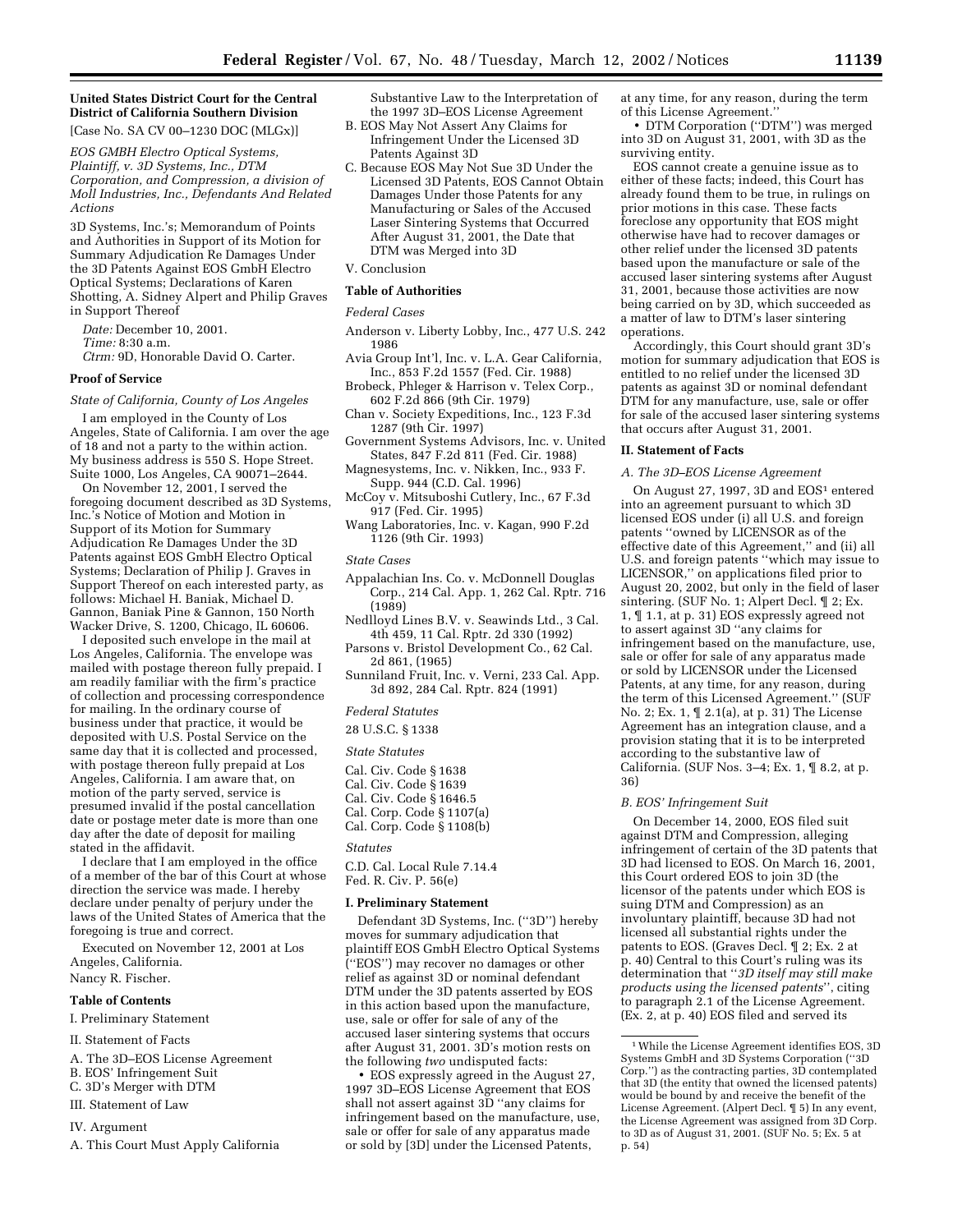**United States District Court for the Central District of California Southern Division**

[Case No. SA CV 00–1230 DOC (MLGx)]

*EOS GMBH Electro Optical Systems, Plaintiff, v. 3D Systems, Inc., DTM Corporation, and Compression, a division of Moll Industries, Inc., Defendants And Related Actions*

3D Systems, Inc.'s; Memorandum of Points and Authorities in Support of its Motion for Summary Adjudication Re Damages Under the 3D Patents Against EOS GmbH Electro Optical Systems; Declarations of Karen Shotting, A. Sidney Alpert and Philip Graves in Support Thereof

*Date:* December 10, 2001.
*Time:* 8:30 a.m.
*Ctrm:* 9D, Honorable David O. Carter.

**Proof of Service**

*State of California, County of Los Angeles*

I am employed in the County of Los Angeles, State of California. I am over the age of 18 and not a party to the within action. My business address is 550 S. Hope Street. Suite 1000, Los Angeles, CA 90071–2644.

On November 12, 2001, I served the foregoing document described as 3D Systems, Inc.'s Notice of Motion and Motion in Support of its Motion for Summary Adjudication Re Damages Under the 3D Patents against EOS GmbH Electro Optical Systems; Declaration of Philip J. Graves in Support Thereof on each interested party, as follows: Michael H. Baniak, Michael D. Gannon, Baniak Pine & Gannon, 150 North Wacker Drive, S. 1200, Chicago, IL 60606.

I deposited such envelope in the mail at Los Angeles, California. The envelope was mailed with postage thereon fully prepaid. I am readily familiar with the firm's practice of collection and processing correspondence for mailing. In the ordinary course of business under that practice, it would be deposited with U.S. Postal Service on the same day that it is collected and processed, with postage thereon fully prepaid at Los Angeles, California. I am aware that, on motion of the party served, service is presumed invalid if the postal cancellation date or postage meter date is more than one day after the date of deposit for mailing stated in the affidavit.

I declare that I am employed in the office of a member of the bar of this Court at whose direction the service was made. I hereby declare under penalty of perjury under the laws of the United States of America that the foregoing is true and correct.

Executed on November 12, 2001 at Los Angeles, California.

Nancy R. Fischer.

**Table of Contents**

I. Preliminary Statement

II. Statement of Facts

A. The 3D–EOS License Agreement

B. EOS' Infringement Suit

C. 3D's Merger with DTM

III. Statement of Law

IV. Argument

A. This Court Must Apply California Substantive Law to the Interpretation of the 1997 3D–EOS License Agreement

B. EOS May Not Assert Any Claims for Infringement Under the Licensed 3D Patents Against 3D

C. Because EOS May Not Sue 3D Under the Licensed 3D Patents, EOS Cannot Obtain Damages Under those Patents for any Manufacturing or Sales of the Accused Laser Sintering Systems that Occurred After August 31, 2001, the Date that DTM was Merged into 3D

V. Conclusion

**Table of Authorities**

*Federal Cases*

Anderson v. Liberty Lobby, Inc., 477 U.S. 242 1986

Avia Group Int'l, Inc. v. L.A. Gear California, Inc., 853 F.2d 1557 (Fed. Cir. 1988)

Brobeck, Phleger & Harrison v. Telex Corp., 602 F.2d 866 (9th Cir. 1979)

Chan v. Society Expeditions, Inc., 123 F.3d 1287 (9th Cir. 1997)

Government Systems Advisors, Inc. v. United States, 847 F.2d 811 (Fed. Cir. 1988)

Magnesystems, Inc. v. Nikken, Inc., 933 F. Supp. 944 (C.D. Cal. 1996)

McCoy v. Mitsuboshi Cutlery, Inc., 67 F.3d 917 (Fed. Cir. 1995)

Wang Laboratories, Inc. v. Kagan, 990 F.2d 1126 (9th Cir. 1993)

*State Cases*

Appalachian Ins. Co. v. McDonnell Douglas Corp., 214 Cal. App. 1, 262 Cal. Rptr. 716 (1989)

Nedlloyd Lines B.V. v. Seawinds Ltd., 3 Cal. 4th 459, 11 Cal. Rptr. 2d 330 (1992)

Parsons v. Bristol Development Co., 62 Cal. 2d 861, (1965)

Sunniland Fruit, Inc. v. Verni, 233 Cal. App. 3d 892, 284 Cal. Rptr. 824 (1991)

*Federal Statutes*

28 U.S.C. § 1338

*State Statutes*

Cal. Civ. Code § 1638
Cal. Civ. Code § 1639
Cal. Civ. Code § 1646.5
Cal. Corp. Code § 1107(a)
Cal. Corp. Code § 1108(b)

*Statutes*

C.D. Cal. Local Rule 7.14.4
Fed. R. Civ. P. 56(e)

**I. Preliminary Statement**

Defendant 3D Systems, Inc. (''3D'') hereby moves for summary adjudication that plaintiff EOS GmbH Electro Optical Systems (''EOS'') may recover no damages or other relief as against 3D or nominal defendant DTM under the 3D patents asserted by EOS in this action based upon the manufacture, use, sale or offer for sale of any of the accused laser sintering systems that occurs after August 31, 2001. 3D's motion rests on the following *two* undisputed facts:

• EOS expressly agreed in the August 27, 1997 3D–EOS License Agreement that EOS shall not assert against 3D ''any claims for infringement based on the manufacture, use, sale or offer for sale of any apparatus made or sold by [3D] under the Licensed Patents, at any time, for any reason, during the term of this License Agreement.''

• DTM Corporation (''DTM'') was merged into 3D on August 31, 2001, with 3D as the surviving entity.

EOS cannot create a genuine issue as to either of these facts; indeed, this Court has already found them to be true, in rulings on prior motions in this case. These facts foreclose any opportunity that EOS might otherwise have had to recover damages or other relief under the licensed 3D patents based upon the manufacture or sale of the accused laser sintering systems after August 31, 2001, because those activities are now being carried on by 3D, which succeeded as a matter of law to DTM's laser sintering operations.

Accordingly, this Court should grant 3D's motion for summary adjudication that EOS is entitled to no relief under the licensed 3D patents as against 3D or nominal defendant DTM for any manufacture, use, sale or offer for sale of the accused laser sintering systems that occurs after August 31, 2001.

**II. Statement of Facts**

*A. The 3D–EOS License Agreement*

On August 27, 1997, 3D and EOS[1] entered into an agreement pursuant to which 3D licensed EOS under (i) all U.S. and foreign patents ''owned by LICENSOR as of the effective date of this Agreement,'' and (ii) all U.S. and foreign patents ''which may issue to LICENSOR,'' on applications filed prior to August 20, 2002, but only in the field of laser sintering. (SUF No. 1; Alpert Decl. ¶ 2; Ex. 1, ¶ 1.1, at p. 31) EOS expressly agreed not to assert against 3D ''any claims for infringement based on the manufacture, use, sale or offer for sale of any apparatus made or sold by LICENSOR under the Licensed Patents, at any time, for any reason, during the term of this Licensed Agreement.'' (SUF No. 2; Ex. 1, ¶ 2.1(a), at p. 31) The License Agreement has an integration clause, and a provision stating that it is to be interpreted according to the substantive law of California. (SUF Nos. 3–4; Ex. 1, ¶ 8.2, at p. 36)

*B. EOS' Infringement Suit*

On December 14, 2000, EOS filed suit against DTM and Compression, alleging infringement of certain of the 3D patents that 3D had licensed to EOS. On March 16, 2001, this Court ordered EOS to join 3D (the licensor of the patents under which EOS is suing DTM and Compression) as an involuntary plaintiff, because 3D had not licensed all substantial rights under the patents to EOS. (Graves Decl. ¶ 2; Ex. 2 at p. 40) Central to this Court's ruling was its determination that ''*3D itself may still make products using the licensed patents*'', citing to paragraph 2.1 of the License Agreement. (Ex. 2, at p. 40) EOS filed and served its

[1] While the License Agreement identifies EOS, 3D Systems GmbH and 3D Systems Corporation (''3D Corp.'') as the contracting parties, 3D contemplated that 3D (the entity that owned the licensed patents) would be bound by and receive the benefit of the License Agreement. (Alpert Decl. ¶ 5) In any event, the License Agreement was assigned from 3D Corp. to 3D as of August 31, 2001. (SUF No. 5; Ex. 5 at p. 54)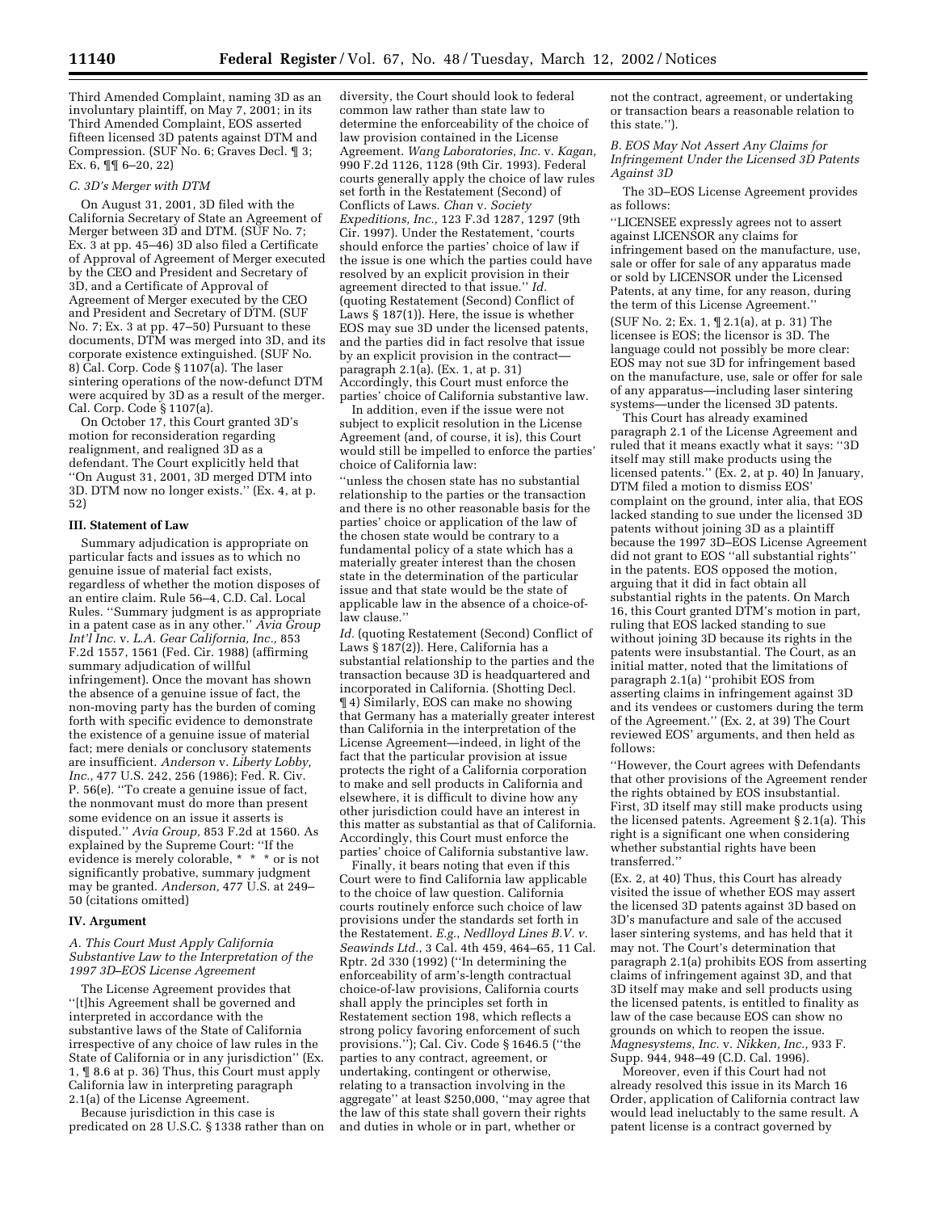Third Amended Complaint, naming 3D as an involuntary plaintiff, on May 7, 2001; in its Third Amended Complaint, EOS asserted fifteen licensed 3D patents against DTM and Compression. (SUF No. 6; Graves Decl. ¶ 3; Ex. 6, ¶¶ 6–20, 22)

*C. 3D's Merger with DTM*

On August 31, 2001, 3D filed with the California Secretary of State an Agreement of Merger between 3D and DTM. (SUF No. 7; Ex. 3 at pp. 45–46) 3D also filed a Certificate of Approval of Agreement of Merger executed by the CEO and President and Secretary of 3D, and a Certificate of Approval of Agreement of Merger executed by the CEO and President and Secretary of DTM. (SUF No. 7; Ex. 3 at pp. 47–50) Pursuant to these documents, DTM was merged into 3D, and its corporate existence extinguished. (SUF No. 8) Cal. Corp. Code § 1107(a). The laser sintering operations of the now-defunct DTM were acquired by 3D as a result of the merger. Cal. Corp. Code § 1107(a).

On October 17, this Court granted 3D's motion for reconsideration regarding realignment, and realigned 3D as a defendant. The Court explicitly held that ''On August 31, 2001, 3D merged DTM into 3D. DTM now no longer exists.'' (Ex. 4, at p. 52)

**III. Statement of Law**

Summary adjudication is appropriate on particular facts and issues as to which no genuine issue of material fact exists, regardless of whether the motion disposes of an entire claim. Rule 56–4, C.D. Cal. Local Rules. ''Summary judgment is as appropriate in a patent case as in any other.'' *Avia Group Int'l Inc.* v. *L.A. Gear California, Inc.,* 853 F.2d 1557, 1561 (Fed. Cir. 1988) (affirming summary adjudication of willful infringement). Once the movant has shown the absence of a genuine issue of fact, the non-moving party has the burden of coming forth with specific evidence to demonstrate the existence of a genuine issue of material fact; mere denials or conclusory statements are insufficient. *Anderson* v. *Liberty Lobby, Inc.,* 477 U.S. 242, 256 (1986); Fed. R. Civ. P. 56(e). ''To create a genuine issue of fact, the nonmovant must do more than present some evidence on an issue it asserts is disputed.'' *Avia Group,* 853 F.2d at 1560. As explained by the Supreme Court: ''If the evidence is merely colorable, * * * or is not significantly probative, summary judgment may be granted. *Anderson,* 477 U.S. at 249–50 (citations omitted)

**IV. Argument**

*A. This Court Must Apply California Substantive Law to the Interpretation of the 1997 3D–EOS License Agreement*

The License Agreement provides that ''[t]his Agreement shall be governed and interpreted in accordance with the substantive laws of the State of California irrespective of any choice of law rules in the State of California or in any jurisdiction'' (Ex. 1, ¶ 8.6 at p. 36) Thus, this Court must apply California law in interpreting paragraph 2.1(a) of the License Agreement.

Because jurisdiction in this case is predicated on 28 U.S.C. § 1338 rather than on diversity, the Court should look to federal common law rather than state law to determine the enforceability of the choice of law provision contained in the License Agreement. *Wang Laboratories, Inc.* v. *Kagan,* 990 F.2d 1126, 1128 (9th Cir. 1993). Federal courts generally apply the choice of law rules set forth in the Restatement (Second) of Conflicts of Laws. *Chan* v. *Society Expeditions, Inc.,* 123 F.3d 1287, 1297 (9th Cir. 1997). Under the Restatement, 'courts should enforce the parties' choice of law if the issue is one which the parties could have resolved by an explicit provision in their agreement directed to that issue.'' *Id.* (quoting Restatement (Second) Conflict of Laws § 187(1)). Here, the issue is whether EOS may sue 3D under the licensed patents, and the parties did in fact resolve that issue by an explicit provision in the contract—paragraph 2.1(a). (Ex. 1, at p. 31) Accordingly, this Court must enforce the parties' choice of California substantive law.

In addition, even if the issue were not subject to explicit resolution in the License Agreement (and, of course, it is), this Court would still be impelled to enforce the parties' choice of California law:

''unless the chosen state has no substantial relationship to the parties or the transaction and there is no other reasonable basis for the parties' choice or application of the law of the chosen state would be contrary to a fundamental policy of a state which has a materially greater interest than the chosen state in the determination of the particular issue and that state would be the state of applicable law in the absence of a choice-of-law clause.''

*Id.* (quoting Restatement (Second) Conflict of Laws § 187(2)). Here, California has a substantial relationship to the parties and the transaction because 3D is headquartered and incorporated in California. (Shotting Decl. ¶ 4) Similarly, EOS can make no showing that Germany has a materially greater interest than California in the interpretation of the License Agreement—indeed, in light of the fact that the particular provision at issue protects the right of a California corporation to make and sell products in California and elsewhere, it is difficult to divine how any other jurisdiction could have an interest in this matter as substantial as that of California. Accordingly, this Court must enforce the parties' choice of California substantive law.

Finally, it bears noting that even if this Court were to find California law applicable to the choice of law question. California courts routinely enforce such choice of law provisions under the standards set forth in the Restatement. *E.g., Nedlloyd Lines B.V. v. Seawinds Ltd.,* 3 Cal. 4th 459, 464–65, 11 Cal. Rptr. 2d 330 (1992) (''In determining the enforceability of arm's-length contractual choice-of-law provisions, California courts shall apply the principles set forth in Restatement section 198, which reflects a strong policy favoring enforcement of such provisions.''); Cal. Civ. Code § 1646.5 (''the parties to any contract, agreement, or undertaking, contingent or otherwise, relating to a transaction involving in the aggregate'' at least $250,000, ''may agree that the law of this state shall govern their rights and duties in whole or in part, whether or not the contract, agreement, or undertaking or transaction bears a reasonable relation to this state.'').

*B. EOS May Not Assert Any Claims for Infringement Under the Licensed 3D Patents Against 3D*

The 3D–EOS License Agreement provides as follows:

''LICENSEE expressly agrees not to assert against LICENSOR any claims for infringement based on the manufacture, use, sale or offer for sale of any apparatus made or sold by LICENSOR under the Licensed Patents, at any time, for any reason, during the term of this License Agreement.''

(SUF No. 2; Ex. 1, ¶ 2.1(a), at p. 31) The licensee is EOS; the licensor is 3D. The language could not possibly be more clear: EOS may not sue 3D for infringement based on the manufacture, use, sale or offer for sale of any apparatus—including laser sintering systems—under the licensed 3D patents.

This Court has already examined paragraph 2.1 of the License Agreement and ruled that it means exactly what it says: ''3D itself may still make products using the licensed patents.'' (Ex. 2, at p. 40) In January, DTM filed a motion to dismiss EOS' complaint on the ground, inter alia, that EOS lacked standing to sue under the licensed 3D patents without joining 3D as a plaintiff because the 1997 3D–EOS License Agreement did not grant to EOS ''all substantial rights'' in the patents. EOS opposed the motion, arguing that it did in fact obtain all substantial rights in the patents. On March 16, this Court granted DTM's motion in part, ruling that EOS lacked standing to sue without joining 3D because its rights in the patents were insubstantial. The Court, as an initial matter, noted that the limitations of paragraph 2.1(a) ''prohibit EOS from asserting claims in infringement against 3D and its vendees or customers during the term of the Agreement.'' (Ex. 2, at 39) The Court reviewed EOS' arguments, and then held as follows:

''However, the Court agrees with Defendants that other provisions of the Agreement render the rights obtained by EOS insubstantial. First, 3D itself may still make products using the licensed patents. Agreement § 2.1(a). This right is a significant one when considering whether substantial rights have been transferred.''

(Ex. 2, at 40) Thus, this Court has already visited the issue of whether EOS may assert the licensed 3D patents against 3D based on 3D's manufacture and sale of the accused laser sintering systems, and has held that it may not. The Court's determination that paragraph 2.1(a) prohibits EOS from asserting claims of infringement against 3D, and that 3D itself may make and sell products using the licensed patents, is entitled to finality as law of the case because EOS can show no grounds on which to reopen the issue. *Magnesystems, Inc.* v. *Nikken, Inc.,* 933 F. Supp. 944, 948–49 (C.D. Cal. 1996).

Moreover, even if this Court had not already resolved this issue in its March 16 Order, application of California contract law would lead ineluctably to the same result. A patent license is a contract governed by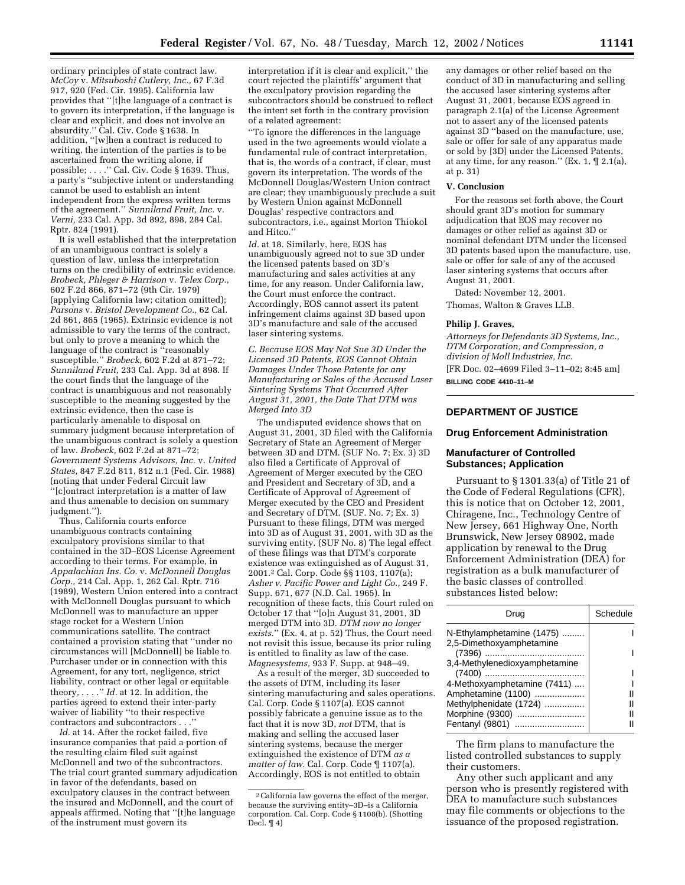ordinary principles of state contract law. *McCoy* v. *Mitsuboshi Cutlery, Inc.,* 67 F.3d 917, 920 (Fed. Cir. 1995). California law provides that ''[t]he language of a contract is to govern its interpretation, if the language is clear and explicit, and does not involve an absurdity.'' Cal. Civ. Code § 1638. In addition, ''[w]hen a contract is reduced to writing, the intention of the parties is to be ascertained from the writing alone, if possible; . . . .'' Cal. Civ. Code § 1639. Thus, a party's ''subjective intent or understanding cannot be used to establish an intent independent from the express written terms of the agreement.'' *Sunniland Fruit, Inc.* v. *Verni,* 233 Cal. App. 3d 892, 898, 284 Cal. Rptr. 824 (1991).

It is well established that the interpretation of an unambiguous contract is solely a question of law, unless the interpretation turns on the credibility of extrinsic evidence. *Brobeck, Phleger & Harrison* v. *Telex Corp.,* 602 F.2d 866, 871–72 (9th Cir. 1979) (applying California law; citation omitted); *Parsons* v. *Bristol Development Co.,* 62 Cal. 2d 861, 865 (1965). Extrinsic evidence is not admissible to vary the terms of the contract, but only to prove a meaning to which the language of the contract is ''reasonably susceptible.'' *Brobeck,* 602 F.2d at 871–72; *Sunniland Fruit,* 233 Cal. App. 3d at 898. If the court finds that the language of the contract is unambiguous and not reasonably susceptible to the meaning suggested by the extrinsic evidence, then the case is particularly amenable to disposal on summary judgment because interpretation of the unambiguous contract is solely a question of law. *Brobeck,* 602 F.2d at 871–72; *Government Systems Advisors, Inc.* v. *United States,* 847 F.2d 811, 812 n.1 (Fed. Cir. 1988) (noting that under Federal Circuit law ''[c]ontract interpretation is a matter of law and thus amenable to decision on summary judgment.'').

Thus, California courts enforce unambiguous contracts containing exculpatory provisions similar to that contained in the 3D–EOS License Agreement according to their terms. For example, in *Appalachian Ins. Co.* v. *McDonnell Douglas Corp.,* 214 Cal. App. 1, 262 Cal. Rptr. 716 (1989), Western Union entered into a contract with McDonnell Douglas pursuant to which McDonnell was to manufacture an upper stage rocket for a Western Union communications satellite. The contract contained a provision stating that ''under no circumstances will [McDonnell] be liable to Purchaser under or in connection with this Agreement, for any tort, negligence, strict liability, contract or other legal or equitable theory, . . . .'' *Id.* at 12. In addition, the parties agreed to extend their inter-party waiver of liability ''to their respective contractors and subcontractors . . .''

*Id.* at 14. After the rocket failed, five insurance companies that paid a portion of the resulting claim filed suit against McDonnell and two of the subcontractors. The trial court granted summary adjudication in favor of the defendants, based on exculpatory clauses in the contract between the insured and McDonnell, and the court of appeals affirmed. Noting that ''[t]he language of the instrument must govern its interpretation if it is clear and explicit,'' the court rejected the plaintiffs' argument that the exculpatory provision regarding the subcontractors should be construed to reflect the intent set forth in the contrary provision of a related agreement:

''To ignore the differences in the language used in the two agreements would violate a fundamental rule of contract interpretation, that is, the words of a contract, if clear, must govern its interpretation. The words of the McDonnell Douglas/Western Union contract are clear; they unambiguously preclude a suit by Western Union against McDonnell Douglas' respective contractors and subcontractors, i.e., against Morton Thiokol and Hitco.''

*Id.* at 18. Similarly, here, EOS has unambiguously agreed not to sue 3D under the licensed patents based on 3D's manufacturing and sales activities at any time, for any reason. Under California law, the Court must enforce the contract. Accordingly, EOS cannot assert its patent infringement claims against 3D based upon 3D's manufacture and sale of the accused laser sintering systems.

*C. Because EOS May Not Sue 3D Under the Licensed 3D Patents, EOS Cannot Obtain Damages Under Those Patents for any Manufacturing or Sales of the Accused Laser Sintering Systems That Occurred After August 31, 2001, the Date That DTM was Merged Into 3D*

The undisputed evidence shows that on August 31, 2001, 3D filed with the California Secretary of State an Agreement of Merger between 3D and DTM. (SUF No. 7; Ex. 3) 3D also filed a Certificate of Approval of Agreement of Merger executed by the CEO and President and Secretary of 3D, and a Certificate of Approval of Agreement of Merger executed by the CEO and President and Secretary of DTM. (SUF. No. 7; Ex. 3) Pursuant to these filings, DTM was merged into 3D as of August 31, 2001, with 3D as the surviving entity. (SUF No. 8) The legal effect of these filings was that DTM's corporate existence was extinguished as of August 31, 2001.[2] Cal. Corp. Code §§ 1103, 1107(a); *Asher v. Pacific Power and Light Co.,* 249 F. Supp. 671, 677 (N.D. Cal. 1965). In recognition of these facts, this Court ruled on October 17 that ''[o]n August 31, 2001, 3D merged DTM into 3D. *DTM now no longer exists.*'' (Ex. 4, at p. 52) Thus, the Court need not revisit this issue, because its prior ruling is entitled to finality as law of the case. *Magnesystems,* 933 F. Supp. at 948–49.

As a result of the merger, 3D succeeded to the assets of DTM, including its laser sintering manufacturing and sales operations. Cal. Corp. Code § 1107(a). EOS cannot possibly fabricate a genuine issue as to the fact that it is now 3D, *not* DTM, that is making and selling the accused laser sintering systems, because the merger extinguished the existence of DTM *as a matter of law.* Cal. Corp. Code ¶ 1107(a). Accordingly, EOS is not entitled to obtain any damages or other relief based on the conduct of 3D in manufacturing and selling the accused laser sintering systems after August 31, 2001, because EOS agreed in paragraph 2.1(a) of the License Agreement not to assert any of the licensed patents against 3D ''based on the manufacture, use, sale or offer for sale of any apparatus made or sold by [3D] under the Licensed Patents, at any time, for any reason.'' (Ex. 1, ¶ 2.1(a), at p. 31)

[2] California law governs the effect of the merger, because the surviving entity–3D–is a California corporation. Cal. Corp. Code § 1108(b). (Shotting Decl. ¶ 4)

**V. Conclusion**

For the reasons set forth above, the Court should grant 3D's motion for summary adjudication that EOS may recover no damages or other relief as against 3D or nominal defendant DTM under the licensed 3D patents based upon the manufacture, use, sale or offer for sale of any of the accused laser sintering systems that occurs after August 31, 2001.

Dated: November 12, 2001.

Thomas, Walton & Graves LLB.

**Philip J. Graves,**

*Attorneys for Defendants 3D Systems, Inc., DTM Corporation, and Compression, a division of Moll Industries, Inc.*

[FR Doc. 02–4699 Filed 3–11–02; 8:45 am]

**BILLING CODE 4410–11–M**

## DEPARTMENT OF JUSTICE

### Drug Enforcement Administration

### Manufacturer of Controlled Substances; Application

Pursuant to § 1301.33(a) of Title 21 of the Code of Federal Regulations (CFR), this is notice that on October 12, 2001, Chiragene, Inc., Technology Centre of New Jersey, 661 Highway One, North Brunswick, New Jersey 08902, made application by renewal to the Drug Enforcement Administration (DEA) for registration as a bulk manufacturer of the basic classes of controlled substances listed below:

| Drug | Schedule |
|---|---|
| N-Ethylamphetamine (1475) | I |
| 2,5-Dimethoxyamphetamine (7396) | I |
| 3,4-Methylenedioxyamphetamine (7400) | I |
| 4-Methoxyamphetamine (7411) | I |
| Amphetamine (1100) | II |
| Methylphenidate (1724) | II |
| Morphine (9300) | II |
| Fentanyl (9801) | II |

The firm plans to manufacture the listed controlled substances to supply their customers.

Any other such applicant and any person who is presently registered with DEA to manufacture such substances may file comments or objections to the issuance of the proposed registration.